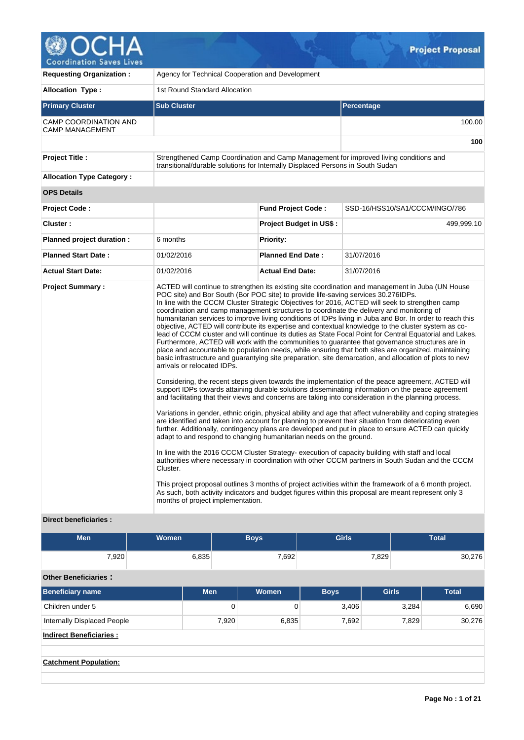# Project Proposal

| | |
|---|---|
| **Requesting Organization :** | Agency for Technical Cooperation and Development |
| **Allocation Type :** | 1st Round Standard Allocation |

| Primary Cluster | Sub Cluster | Percentage |
|---|---|---|
| CAMP COORDINATION AND CAMP MANAGEMENT | | 100.00 |
| | | **100** |

| | |
|---|---|
| **Project Title :** | Strengthened Camp Coordination and Camp Management for improved living conditions and transitional/durable solutions for Internally Displaced Persons in South Sudan |
| **Allocation Type Category :** | |

**OPS Details**

| | | | |
|---|---|---|---|
| **Project Code :** | | **Fund Project Code :** | SSD-16/HSS10/SA1/CCCM/INGO/786 |
| **Cluster :** | | **Project Budget in US$ :** | 499,999.10 |
| **Planned project duration :** | 6 months | **Priority:** | |
| **Planned Start Date :** | 01/02/2016 | **Planned End Date :** | 31/07/2016 |
| **Actual Start Date:** | 01/02/2016 | **Actual End Date:** | 31/07/2016 |

**Project Summary :**

ACTED will continue to strengthen its existing site coordination and management in Juba (UN House POC site) and Bor South (Bor POC site) to provide life-saving services 30.276IDPs.
In line with the CCCM Cluster Strategic Objectives for 2016, ACTED will seek to strengthen camp coordination and camp management structures to coordinate the delivery and monitoring of humanitarian services to improve living conditions of IDPs living in Juba and Bor. In order to reach this objective, ACTED will contribute its expertise and contextual knowledge to the cluster system as co-lead of CCCM cluster and will continue its duties as State Focal Point for Central Equatorial and Lakes. Furthermore, ACTED will work with the communities to guarantee that governance structures are in place and accountable to population needs, while ensuring that both sites are organized, maintaining basic infrastructure and guarantying site preparation, site demarcation, and allocation of plots to new arrivals or relocated IDPs.

Considering, the recent steps given towards the implementation of the peace agreement, ACTED will support IDPs towards attaining durable solutions disseminating information on the peace agreement and facilitating that their views and concerns are taking into consideration in the planning process.

Variations in gender, ethnic origin, physical ability and age that affect vulnerability and coping strategies are identified and taken into account for planning to prevent their situation from deteriorating even further. Additionally, contingency plans are developed and put in place to ensure ACTED can quickly adapt to and respond to changing humanitarian needs on the ground.

In line with the 2016 CCCM Cluster Strategy- execution of capacity building with staff and local authorities where necessary in coordination with other CCCM partners in South Sudan and the CCCM Cluster.

This project proposal outlines 3 months of project activities within the framework of a 6 month project. As such, both activity indicators and budget figures within this proposal are meant represent only 3 months of project implementation.

**Direct beneficiaries :**

| Men | Women | Boys | Girls | Total |
|---|---|---|---|---|
| 7,920 | 6,835 | 7,692 | 7,829 | 30,276 |

**Other Beneficiaries :**

| Beneficiary name | Men | Women | Boys | Girls | Total |
|---|---|---|---|---|---|
| Children under 5 | 0 | 0 | 3,406 | 3,284 | 6,690 |
| Internally Displaced People | 7,920 | 6,835 | 7,692 | 7,829 | 30,276 |

**Indirect Beneficiaries :**

**Catchment Population:**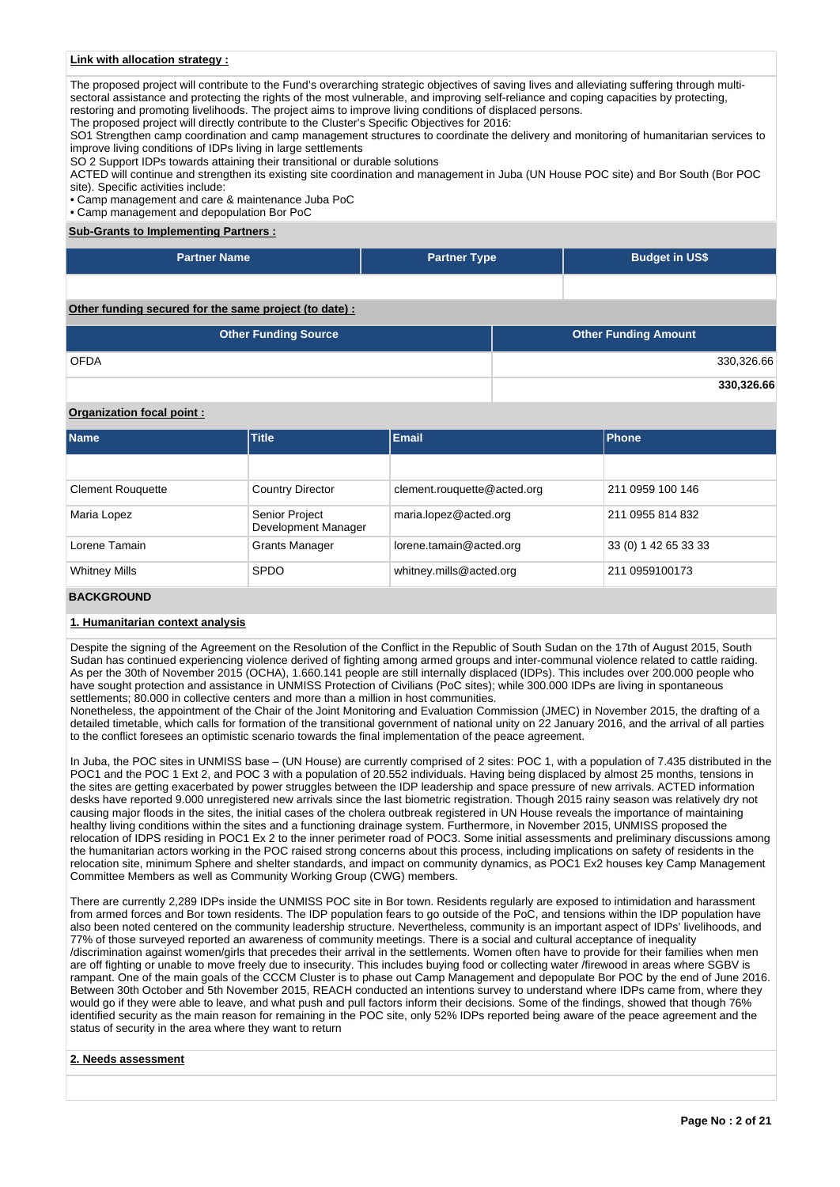**Link with allocation strategy :**

The proposed project will contribute to the Fund's overarching strategic objectives of saving lives and alleviating suffering through multi-sectoral assistance and protecting the rights of the most vulnerable, and improving self-reliance and coping capacities by protecting, restoring and promoting livelihoods. The project aims to improve living conditions of displaced persons.
The proposed project will directly contribute to the Cluster's Specific Objectives for 2016:
SO1 Strengthen camp coordination and camp management structures to coordinate the delivery and monitoring of humanitarian services to improve living conditions of IDPs living in large settlements
SO 2 Support IDPs towards attaining their transitional or durable solutions
ACTED will continue and strengthen its existing site coordination and management in Juba (UN House POC site) and Bor South (Bor POC site). Specific activities include:
• Camp management and care & maintenance Juba PoC
• Camp management and depopulation Bor PoC

**Sub-Grants to Implementing Partners :**

| Partner Name | Partner Type | Budget in US$ |
|---|---|---|
| | | |

**Other funding secured for the same project (to date) :**

| Other Funding Source | Other Funding Amount |
|---|---|
| OFDA | 330,326.66 |
| | **330,326.66** |

**Organization focal point :**

| Name | Title | Email | Phone |
|---|---|---|---|
| | | | |
| Clement Rouquette | Country Director | clement.rouquette@acted.org | 211 0959 100 146 |
| Maria Lopez | Senior Project Development Manager | maria.lopez@acted.org | 211 0955 814 832 |
| Lorene Tamain | Grants Manager | lorene.tamain@acted.org | 33 (0) 1 42 65 33 33 |
| Whitney Mills | SPDO | whitney.mills@acted.org | 211 0959100173 |

## BACKGROUND

**1. Humanitarian context analysis**

Despite the signing of the Agreement on the Resolution of the Conflict in the Republic of South Sudan on the 17th of August 2015, South Sudan has continued experiencing violence derived of fighting among armed groups and inter-communal violence related to cattle raiding. As per the 30th of November 2015 (OCHA), 1.660.141 people are still internally displaced (IDPs). This includes over 200.000 people who have sought protection and assistance in UNMISS Protection of Civilians (PoC sites); while 300.000 IDPs are living in spontaneous settlements; 80.000 in collective centers and more than a million in host communities.
Nonetheless, the appointment of the Chair of the Joint Monitoring and Evaluation Commission (JMEC) in November 2015, the drafting of a detailed timetable, which calls for formation of the transitional government of national unity on 22 January 2016, and the arrival of all parties to the conflict foresees an optimistic scenario towards the final implementation of the peace agreement.

In Juba, the POC sites in UNMISS base – (UN House) are currently comprised of 2 sites: POC 1, with a population of 7.435 distributed in the POC1 and the POC 1 Ext 2, and POC 3 with a population of 20.552 individuals. Having being displaced by almost 25 months, tensions in the sites are getting exacerbated by power struggles between the IDP leadership and space pressure of new arrivals. ACTED information desks have reported 9.000 unregistered new arrivals since the last biometric registration. Though 2015 rainy season was relatively dry not causing major floods in the sites, the initial cases of the cholera outbreak registered in UN House reveals the importance of maintaining healthy living conditions within the sites and a functioning drainage system. Furthermore, in November 2015, UNMISS proposed the relocation of IDPS residing in POC1 Ex 2 to the inner perimeter road of POC3. Some initial assessments and preliminary discussions among the humanitarian actors working in the POC raised strong concerns about this process, including implications on safety of residents in the relocation site, minimum Sphere and shelter standards, and impact on community dynamics, as POC1 Ex2 houses key Camp Management Committee Members as well as Community Working Group (CWG) members.

There are currently 2,289 IDPs inside the UNMISS POC site in Bor town. Residents regularly are exposed to intimidation and harassment from armed forces and Bor town residents. The IDP population fears to go outside of the PoC, and tensions within the IDP population have also been noted centered on the community leadership structure. Nevertheless, community is an important aspect of IDPs' livelihoods, and 77% of those surveyed reported an awareness of community meetings. There is a social and cultural acceptance of inequality /discrimination against women/girls that precedes their arrival in the settlements. Women often have to provide for their families when men are off fighting or unable to move freely due to insecurity. This includes buying food or collecting water /firewood in areas where SGBV is rampant. One of the main goals of the CCCM Cluster is to phase out Camp Management and depopulate Bor POC by the end of June 2016. Between 30th October and 5th November 2015, REACH conducted an intentions survey to understand where IDPs came from, where they would go if they were able to leave, and what push and pull factors inform their decisions. Some of the findings, showed that though 76% identified security as the main reason for remaining in the POC site, only 52% IDPs reported being aware of the peace agreement and the status of security in the area where they want to return

**2. Needs assessment**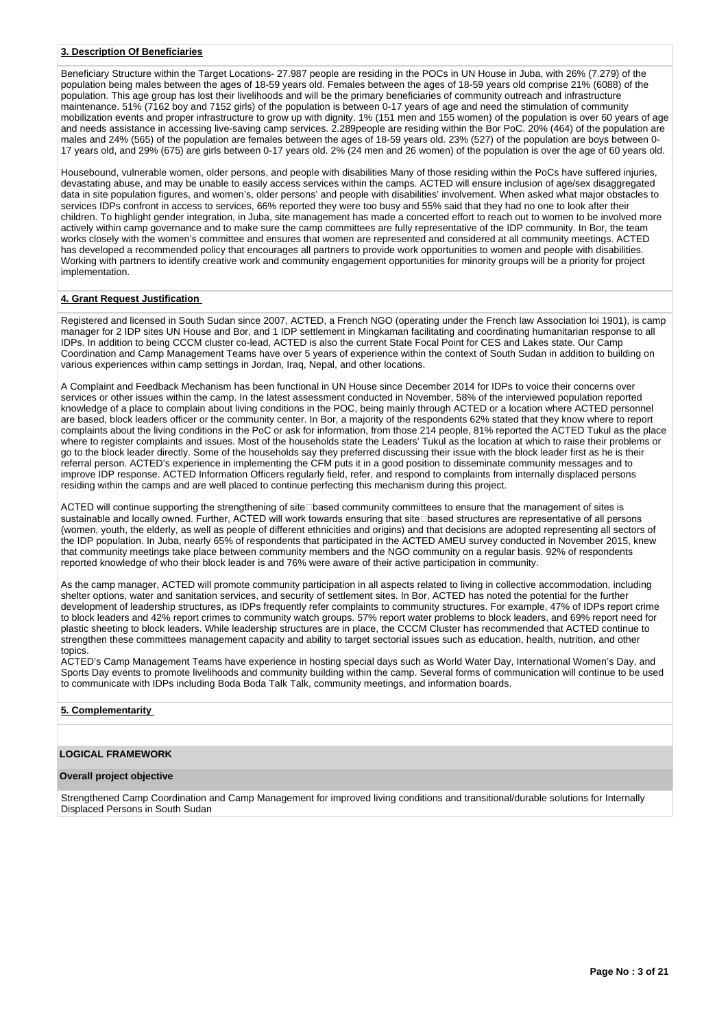**3. Description Of Beneficiaries**

Beneficiary Structure within the Target Locations- 27.987 people are residing in the POCs in UN House in Juba, with 26% (7.279) of the population being males between the ages of 18-59 years old. Females between the ages of 18-59 years old comprise 21% (6088) of the population. This age group has lost their livelihoods and will be the primary beneficiaries of community outreach and infrastructure maintenance. 51% (7162 boy and 7152 girls) of the population is between 0-17 years of age and need the stimulation of community mobilization events and proper infrastructure to grow up with dignity. 1% (151 men and 155 women) of the population is over 60 years of age and needs assistance in accessing live-saving camp services. 2.289people are residing within the Bor PoC. 20% (464) of the population are males and 24% (565) of the population are females between the ages of 18-59 years old. 23% (527) of the population are boys between 0-17 years old, and 29% (675) are girls between 0-17 years old. 2% (24 men and 26 women) of the population is over the age of 60 years old.

Housebound, vulnerable women, older persons, and people with disabilities Many of those residing within the PoCs have suffered injuries, devastating abuse, and may be unable to easily access services within the camps. ACTED will ensure inclusion of age/sex disaggregated data in site population figures, and women's, older persons' and people with disabilities' involvement. When asked what major obstacles to services IDPs confront in access to services, 66% reported they were too busy and 55% said that they had no one to look after their children. To highlight gender integration, in Juba, site management has made a concerted effort to reach out to women to be involved more actively within camp governance and to make sure the camp committees are fully representative of the IDP community. In Bor, the team works closely with the women's committee and ensures that women are represented and considered at all community meetings. ACTED has developed a recommended policy that encourages all partners to provide work opportunities to women and people with disabilities. Working with partners to identify creative work and community engagement opportunities for minority groups will be a priority for project implementation.

**4. Grant Request Justification**

Registered and licensed in South Sudan since 2007, ACTED, a French NGO (operating under the French law Association loi 1901), is camp manager for 2 IDP sites UN House and Bor, and 1 IDP settlement in Mingkaman facilitating and coordinating humanitarian response to all IDPs. In addition to being CCCM cluster co-lead, ACTED is also the current State Focal Point for CES and Lakes state. Our Camp Coordination and Camp Management Teams have over 5 years of experience within the context of South Sudan in addition to building on various experiences within camp settings in Jordan, Iraq, Nepal, and other locations.

A Complaint and Feedback Mechanism has been functional in UN House since December 2014 for IDPs to voice their concerns over services or other issues within the camp. In the latest assessment conducted in November, 58% of the interviewed population reported knowledge of a place to complain about living conditions in the POC, being mainly through ACTED or a location where ACTED personnel are based, block leaders officer or the community center. In Bor, a majority of the respondents 62% stated that they know where to report complaints about the living conditions in the PoC or ask for information, from those 214 people, 81% reported the ACTED Tukul as the place where to register complaints and issues. Most of the households state the Leaders' Tukul as the location at which to raise their problems or go to the block leader directly. Some of the households say they preferred discussing their issue with the block leader first as he is their referral person. ACTED's experience in implementing the CFM puts it in a good position to disseminate community messages and to improve IDP response. ACTED Information Officers regularly field, refer, and respond to complaints from internally displaced persons residing within the camps and are well placed to continue perfecting this mechanism during this project.

ACTED will continue supporting the strengthening of site□based community committees to ensure that the management of sites is sustainable and locally owned. Further, ACTED will work towards ensuring that site□based structures are representative of all persons (women, youth, the elderly, as well as people of different ethnicities and origins) and that decisions are adopted representing all sectors of the IDP population. In Juba, nearly 65% of respondents that participated in the ACTED AMEU survey conducted in November 2015, knew that community meetings take place between community members and the NGO community on a regular basis. 92% of respondents reported knowledge of who their block leader is and 76% were aware of their active participation in community.

As the camp manager, ACTED will promote community participation in all aspects related to living in collective accommodation, including shelter options, water and sanitation services, and security of settlement sites. In Bor, ACTED has noted the potential for the further development of leadership structures, as IDPs frequently refer complaints to community structures. For example, 47% of IDPs report crime to block leaders and 42% report crimes to community watch groups. 57% report water problems to block leaders, and 69% report need for plastic sheeting to block leaders. While leadership structures are in place, the CCCM Cluster has recommended that ACTED continue to strengthen these committees management capacity and ability to target sectorial issues such as education, health, nutrition, and other topics.
ACTED's Camp Management Teams have experience in hosting special days such as World Water Day, International Women's Day, and Sports Day events to promote livelihoods and community building within the camp. Several forms of communication will continue to be used to communicate with IDPs including Boda Boda Talk Talk, community meetings, and information boards.

**5. Complementarity**

**LOGICAL FRAMEWORK**

**Overall project objective**

Strengthened Camp Coordination and Camp Management for improved living conditions and transitional/durable solutions for Internally Displaced Persons in South Sudan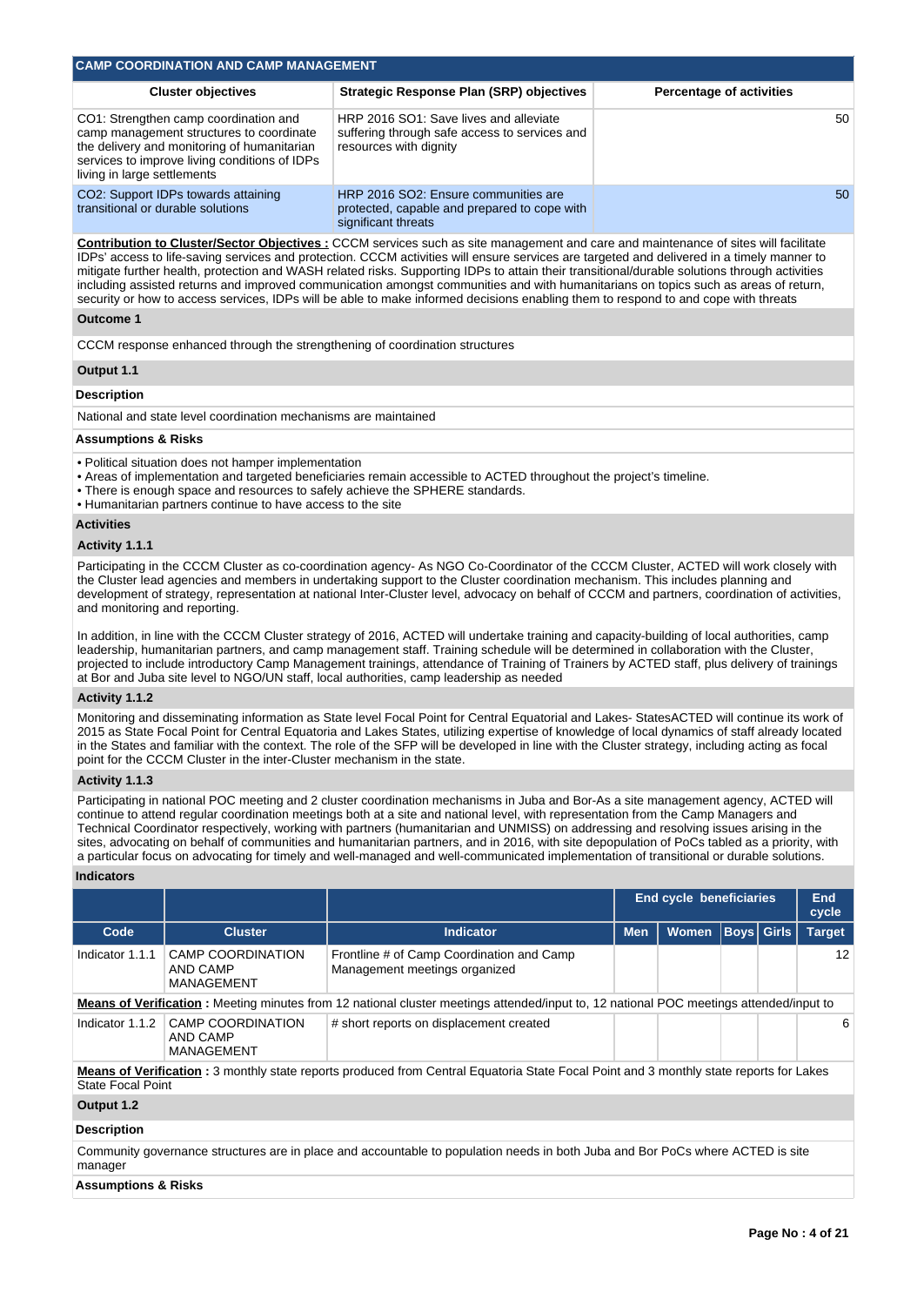## CAMP COORDINATION AND CAMP MANAGEMENT

| Cluster objectives | Strategic Response Plan (SRP) objectives | Percentage of activities |
|---|---|---|
| CO1: Strengthen camp coordination and camp management structures to coordinate the delivery and monitoring of humanitarian services to improve living conditions of IDPs living in large settlements | HRP 2016 SO1: Save lives and alleviate suffering through safe access to services and resources with dignity | 50 |
| CO2: Support IDPs towards attaining transitional or durable solutions | HRP 2016 SO2: Ensure communities are protected, capable and prepared to cope with significant threats | 50 |

**Contribution to Cluster/Sector Objectives :** CCCM services such as site management and care and maintenance of sites will facilitate IDPs' access to life-saving services and protection. CCCM activities will ensure services are targeted and delivered in a timely manner to mitigate further health, protection and WASH related risks. Supporting IDPs to attain their transitional/durable solutions through activities including assisted returns and improved communication amongst communities and with humanitarians on topics such as areas of return, security or how to access services, IDPs will be able to make informed decisions enabling them to respond to and cope with threats

**Outcome 1**

CCCM response enhanced through the strengthening of coordination structures

**Output 1.1**

**Description**

National and state level coordination mechanisms are maintained

**Assumptions & Risks**

- Political situation does not hamper implementation
- Areas of implementation and targeted beneficiaries remain accessible to ACTED throughout the project's timeline.
- There is enough space and resources to safely achieve the SPHERE standards.
- Humanitarian partners continue to have access to the site

**Activities**

**Activity 1.1.1**

Participating in the CCCM Cluster as co-coordination agency- As NGO Co-Coordinator of the CCCM Cluster, ACTED will work closely with the Cluster lead agencies and members in undertaking support to the Cluster coordination mechanism. This includes planning and development of strategy, representation at national Inter-Cluster level, advocacy on behalf of CCCM and partners, coordination of activities, and monitoring and reporting.

In addition, in line with the CCCM Cluster strategy of 2016, ACTED will undertake training and capacity-building of local authorities, camp leadership, humanitarian partners, and camp management staff. Training schedule will be determined in collaboration with the Cluster, projected to include introductory Camp Management trainings, attendance of Training of Trainers by ACTED staff, plus delivery of trainings at Bor and Juba site level to NGO/UN staff, local authorities, camp leadership as needed

**Activity 1.1.2**

Monitoring and disseminating information as State level Focal Point for Central Equatorial and Lakes- StatesACTED will continue its work of 2015 as State Focal Point for Central Equatoria and Lakes States, utilizing expertise of knowledge of local dynamics of staff already located in the States and familiar with the context. The role of the SFP will be developed in line with the Cluster strategy, including acting as focal point for the CCCM Cluster in the inter-Cluster mechanism in the state.

**Activity 1.1.3**

Participating in national POC meeting and 2 cluster coordination mechanisms in Juba and Bor-As a site management agency, ACTED will continue to attend regular coordination meetings both at a site and national level, with representation from the Camp Managers and Technical Coordinator respectively, working with partners (humanitarian and UNMISS) on addressing and resolving issues arising in the sites, advocating on behalf of communities and humanitarian partners, and in 2016, with site depopulation of PoCs tabled as a priority, with a particular focus on advocating for timely and well-managed and well-communicated implementation of transitional or durable solutions.

**Indicators**

| | | | End cycle beneficiaries | | | | End cycle |
|---|---|---|---|---|---|---|---|
| Code | Cluster | Indicator | Men | Women | Boys | Girls | Target |
| Indicator 1.1.1 | CAMP COORDINATION AND CAMP MANAGEMENT | Frontline # of Camp Coordination and Camp Management meetings organized | | | | | 12 |

**Means of Verification :** Meeting minutes from 12 national cluster meetings attended/input to, 12 national POC meetings attended/input to

| Code | Cluster | Indicator | Men | Women | Boys | Girls | Target |
|---|---|---|---|---|---|---|---|
| Indicator 1.1.2 | CAMP COORDINATION AND CAMP MANAGEMENT | # short reports on displacement created | | | | | 6 |

**Means of Verification :** 3 monthly state reports produced from Central Equatoria State Focal Point and 3 monthly state reports for Lakes State Focal Point

**Output 1.2**

**Description**

Community governance structures are in place and accountable to population needs in both Juba and Bor PoCs where ACTED is site manager

**Assumptions & Risks**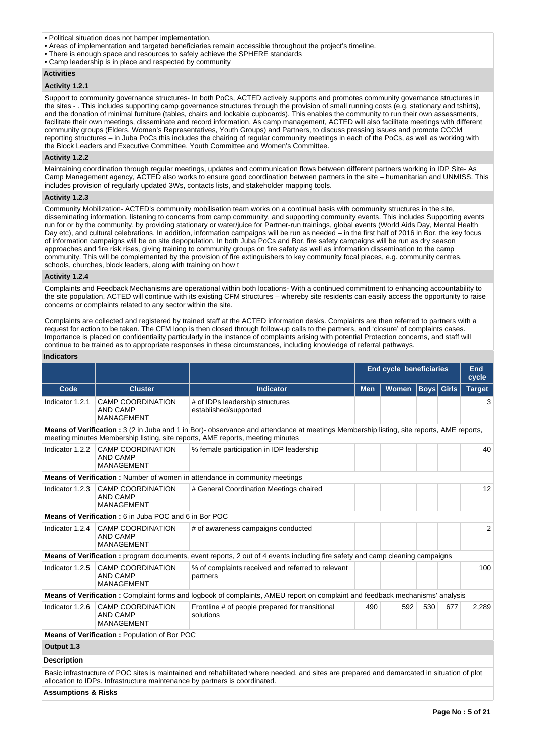- Political situation does not hamper implementation.
- Areas of implementation and targeted beneficiaries remain accessible throughout the project's timeline.
- There is enough space and resources to safely achieve the SPHERE standards
- Camp leadership is in place and respected by community

**Activities**

**Activity 1.2.1**

Support to community governance structures- In both PoCs, ACTED actively supports and promotes community governance structures in the sites - . This includes supporting camp governance structures through the provision of small running costs (e.g. stationary and tshirts), and the donation of minimal furniture (tables, chairs and lockable cupboards). This enables the community to run their own assessments, facilitate their own meetings, disseminate and record information. As camp management, ACTED will also facilitate meetings with different community groups (Elders, Women's Representatives, Youth Groups) and Partners, to discuss pressing issues and promote CCCM reporting structures – in Juba PoCs this includes the chairing of regular community meetings in each of the PoCs, as well as working with the Block Leaders and Executive Committee, Youth Committee and Women's Committee.

**Activity 1.2.2**

Maintaining coordination through regular meetings, updates and communication flows between different partners working in IDP Site- As Camp Management agency, ACTED also works to ensure good coordination between partners in the site – humanitarian and UNMISS. This includes provision of regularly updated 3Ws, contacts lists, and stakeholder mapping tools.

**Activity 1.2.3**

Community Mobilization- ACTED's community mobilisation team works on a continual basis with community structures in the site, disseminating information, listening to concerns from camp community, and supporting community events. This includes Supporting events run for or by the community, by providing stationary or water/juice for Partner-run trainings, global events (World Aids Day, Mental Health Day etc), and cultural celebrations. In addition, information campaigns will be run as needed – in the first half of 2016 in Bor, the key focus of information campaigns will be on site depopulation. In both Juba PoCs and Bor, fire safety campaigns will be run as dry season approaches and fire risk rises, giving training to community groups on fire safety as well as information dissemination to the camp community. This will be complemented by the provision of fire extinguishers to key community focal places, e.g. community centres, schools, churches, block leaders, along with training on how t

**Activity 1.2.4**

Complaints and Feedback Mechanisms are operational within both locations- With a continued commitment to enhancing accountability to the site population, ACTED will continue with its existing CFM structures – whereby site residents can easily access the opportunity to raise concerns or complaints related to any sector within the site.

Complaints are collected and registered by trained staff at the ACTED information desks. Complaints are then referred to partners with a request for action to be taken. The CFM loop is then closed through follow-up calls to the partners, and 'closure' of complaints cases. Importance is placed on confidentiality particularly in the instance of complaints arising with potential Protection concerns, and staff will continue to be trained as to appropriate responses in these circumstances, including knowledge of referral pathways.

**Indicators**

| | | | End cycle beneficiaries | | | | End cycle |
|---|---|---|---|---|---|---|---|
| **Code** | **Cluster** | **Indicator** | **Men** | **Women** | **Boys** | **Girls** | **Target** |
| Indicator 1.2.1 | CAMP COORDINATION AND CAMP MANAGEMENT | # of IDPs leadership structures established/supported | | | | | 3 |
| **Means of Verification :** 3 (2 in Juba and 1 in Bor)- observance and attendance at meetings Membership listing, site reports, AME reports, meeting minutes Membership listing, site reports, AME reports, meeting minutes | | | | | | | |
| Indicator 1.2.2 | CAMP COORDINATION AND CAMP MANAGEMENT | % female participation in IDP leadership | | | | | 40 |
| **Means of Verification :** Number of women in attendance in community meetings | | | | | | | |
| Indicator 1.2.3 | CAMP COORDINATION AND CAMP MANAGEMENT | # General Coordination Meetings chaired | | | | | 12 |
| **Means of Verification :** 6 in Juba POC and 6 in Bor POC | | | | | | | |
| Indicator 1.2.4 | CAMP COORDINATION AND CAMP MANAGEMENT | # of awareness campaigns conducted | | | | | 2 |
| **Means of Verification :** program documents, event reports, 2 out of 4 events including fire safety and camp cleaning campaigns | | | | | | | |
| Indicator 1.2.5 | CAMP COORDINATION AND CAMP MANAGEMENT | % of complaints received and referred to relevant partners | | | | | 100 |
| **Means of Verification :** Complaint forms and logbook of complaints, AMEU report on complaint and feedback mechanisms' analysis | | | | | | | |
| Indicator 1.2.6 | CAMP COORDINATION AND CAMP MANAGEMENT | Frontline # of people prepared for transitional solutions | 490 | 592 | 530 | 677 | 2,289 |
| **Means of Verification :** Population of Bor POC | | | | | | | |

**Output 1.3**

**Description**

Basic infrastructure of POC sites is maintained and rehabilitated where needed, and sites are prepared and demarcated in situation of plot allocation to IDPs. Infrastructure maintenance by partners is coordinated.

**Assumptions & Risks**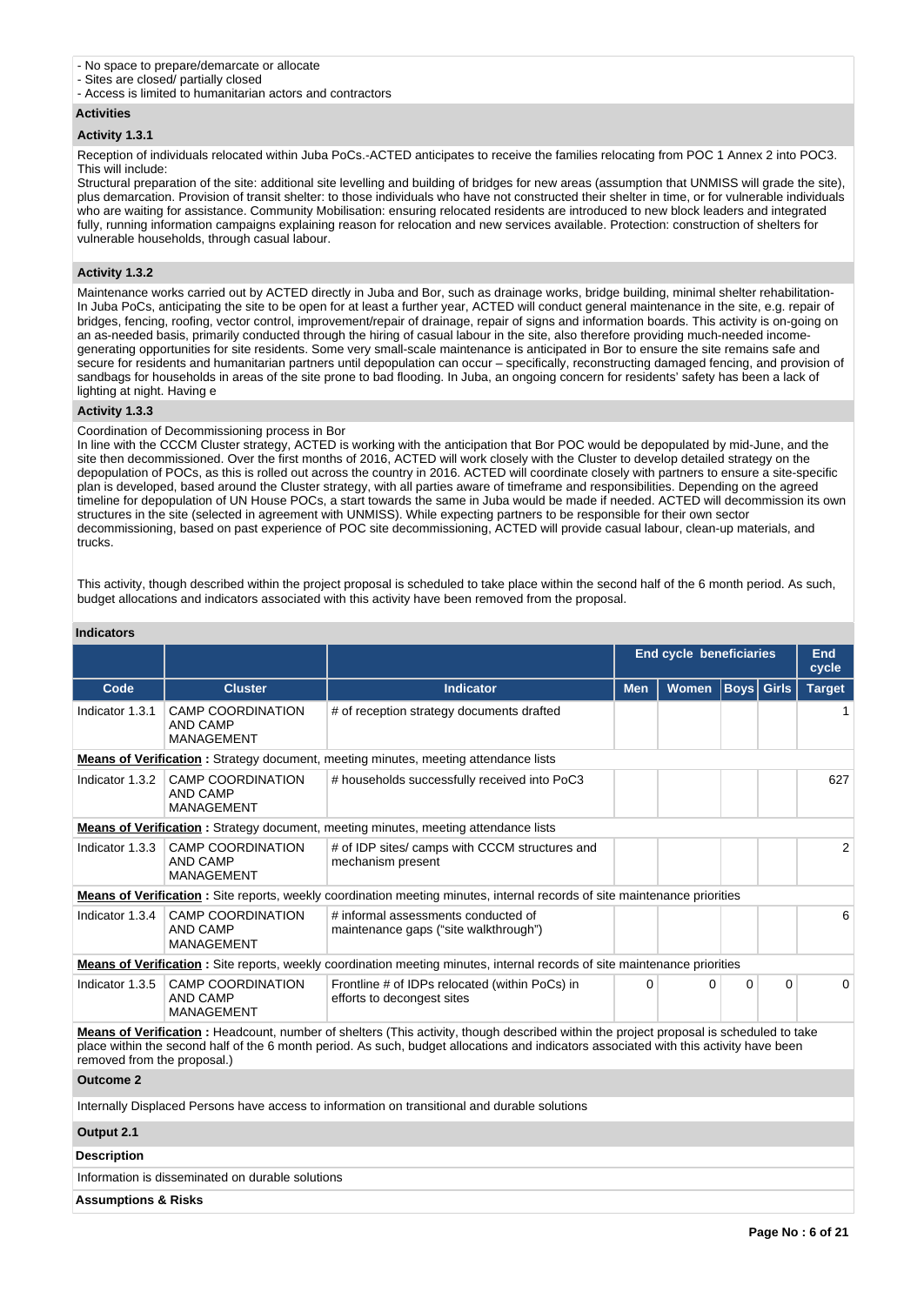- No space to prepare/demarcate or allocate
- Sites are closed/ partially closed
- Access is limited to humanitarian actors and contractors

**Activities**

**Activity 1.3.1**

Reception of individuals relocated within Juba PoCs.-ACTED anticipates to receive the families relocating from POC 1 Annex 2 into POC3. This will include:
Structural preparation of the site: additional site levelling and building of bridges for new areas (assumption that UNMISS will grade the site), plus demarcation. Provision of transit shelter: to those individuals who have not constructed their shelter in time, or for vulnerable individuals who are waiting for assistance. Community Mobilisation: ensuring relocated residents are introduced to new block leaders and integrated fully, running information campaigns explaining reason for relocation and new services available. Protection: construction of shelters for vulnerable households, through casual labour.

**Activity 1.3.2**

Maintenance works carried out by ACTED directly in Juba and Bor, such as drainage works, bridge building, minimal shelter rehabilitation-In Juba PoCs, anticipating the site to be open for at least a further year, ACTED will conduct general maintenance in the site, e.g. repair of bridges, fencing, roofing, vector control, improvement/repair of drainage, repair of signs and information boards. This activity is on-going on an as-needed basis, primarily conducted through the hiring of casual labour in the site, also therefore providing much-needed income-generating opportunities for site residents. Some very small-scale maintenance is anticipated in Bor to ensure the site remains safe and secure for residents and humanitarian partners until depopulation can occur – specifically, reconstructing damaged fencing, and provision of sandbags for households in areas of the site prone to bad flooding. In Juba, an ongoing concern for residents' safety has been a lack of lighting at night. Having e

**Activity 1.3.3**

Coordination of Decommissioning process in Bor
In line with the CCCM Cluster strategy, ACTED is working with the anticipation that Bor POC would be depopulated by mid-June, and the site then decommissioned. Over the first months of 2016, ACTED will work closely with the Cluster to develop detailed strategy on the depopulation of POCs, as this is rolled out across the country in 2016. ACTED will coordinate closely with partners to ensure a site-specific plan is developed, based around the Cluster strategy, with all parties aware of timeframe and responsibilities. Depending on the agreed timeline for depopulation of UN House POCs, a start towards the same in Juba would be made if needed. ACTED will decommission its own structures in the site (selected in agreement with UNMISS). While expecting partners to be responsible for their own sector decommissioning, based on past experience of POC site decommissioning, ACTED will provide casual labour, clean-up materials, and trucks.

This activity, though described within the project proposal is scheduled to take place within the second half of the 6 month period. As such, budget allocations and indicators associated with this activity have been removed from the proposal.

**Indicators**

| | | | End cycle beneficiaries | | | | End cycle |
|---|---|---|---|---|---|---|---|
| **Code** | **Cluster** | **Indicator** | **Men** | **Women** | **Boys** | **Girls** | **Target** |
| Indicator 1.3.1 | CAMP COORDINATION AND CAMP MANAGEMENT | # of reception strategy documents drafted | | | | | 1 |
| **Means of Verification :** Strategy document, meeting minutes, meeting attendance lists | | | | | | | |
| Indicator 1.3.2 | CAMP COORDINATION AND CAMP MANAGEMENT | # households successfully received into PoC3 | | | | | 627 |
| **Means of Verification :** Strategy document, meeting minutes, meeting attendance lists | | | | | | | |
| Indicator 1.3.3 | CAMP COORDINATION AND CAMP MANAGEMENT | # of IDP sites/ camps with CCCM structures and mechanism present | | | | | 2 |
| **Means of Verification :** Site reports, weekly coordination meeting minutes, internal records of site maintenance priorities | | | | | | | |
| Indicator 1.3.4 | CAMP COORDINATION AND CAMP MANAGEMENT | # informal assessments conducted of maintenance gaps ("site walkthrough") | | | | | 6 |
| **Means of Verification :** Site reports, weekly coordination meeting minutes, internal records of site maintenance priorities | | | | | | | |
| Indicator 1.3.5 | CAMP COORDINATION AND CAMP MANAGEMENT | Frontline # of IDPs relocated (within PoCs) in efforts to decongest sites | 0 | 0 | 0 | 0 | 0 |
| **Means of Verification :** Headcount, number of shelters (This activity, though described within the project proposal is scheduled to take place within the second half of the 6 month period. As such, budget allocations and indicators associated with this activity have been removed from the proposal.) | | | | | | | |

**Outcome 2**

Internally Displaced Persons have access to information on transitional and durable solutions

**Output 2.1**

**Description**

Information is disseminated on durable solutions

**Assumptions & Risks**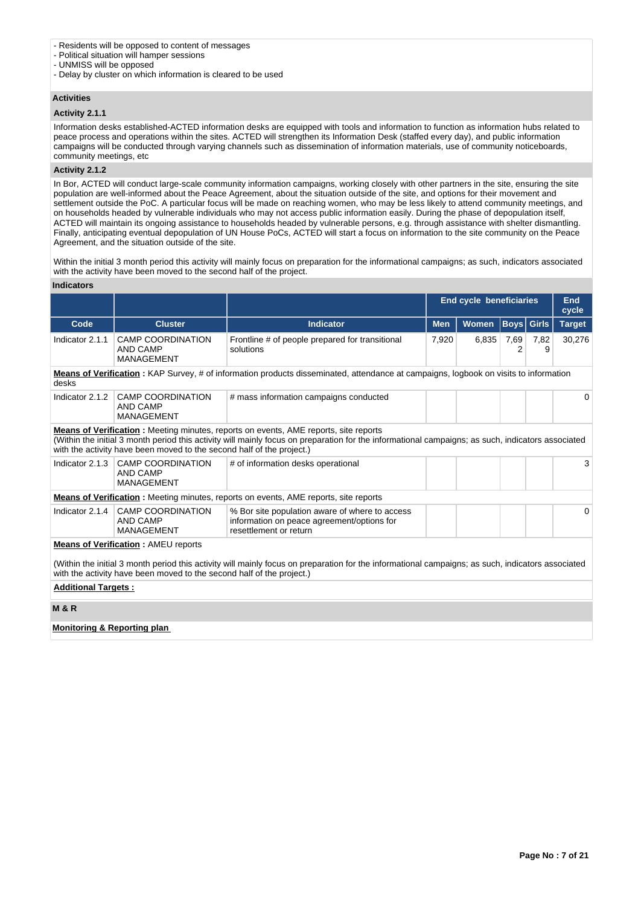- Residents will be opposed to content of messages
- Political situation will hamper sessions
- UNMISS will be opposed
- Delay by cluster on which information is cleared to be used

### Activities

#### Activity 2.1.1

Information desks established-ACTED information desks are equipped with tools and information to function as information hubs related to peace process and operations within the sites. ACTED will strengthen its Information Desk (staffed every day), and public information campaigns will be conducted through varying channels such as dissemination of information materials, use of community noticeboards, community meetings, etc

#### Activity 2.1.2

In Bor, ACTED will conduct large-scale community information campaigns, working closely with other partners in the site, ensuring the site population are well-informed about the Peace Agreement, about the situation outside of the site, and options for their movement and settlement outside the PoC. A particular focus will be made on reaching women, who may be less likely to attend community meetings, and on households headed by vulnerable individuals who may not access public information easily. During the phase of depopulation itself, ACTED will maintain its ongoing assistance to households headed by vulnerable persons, e.g. through assistance with shelter dismantling. Finally, anticipating eventual depopulation of UN House PoCs, ACTED will start a focus on information to the site community on the Peace Agreement, and the situation outside of the site.

Within the initial 3 month period this activity will mainly focus on preparation for the informational campaigns; as such, indicators associated with the activity have been moved to the second half of the project.

### Indicators

| | | | End cycle beneficiaries | | | | End cycle |
|---|---|---|---|---|---|---|---|
| Code | Cluster | Indicator | Men | Women | Boys | Girls | Target |
| Indicator 2.1.1 | CAMP COORDINATION AND CAMP MANAGEMENT | Frontline # of people prepared for transitional solutions | 7,920 | 6,835 | 7,692 | 7,829 | 30,276 |
| **Means of Verification :** KAP Survey, # of information products disseminated, attendance at campaigns, logbook on visits to information desks | | | | | | | |
| Indicator 2.1.2 | CAMP COORDINATION AND CAMP MANAGEMENT | # mass information campaigns conducted | | | | | 0 |
| **Means of Verification :** Meeting minutes, reports on events, AME reports, site reports (Within the initial 3 month period this activity will mainly focus on preparation for the informational campaigns; as such, indicators associated with the activity have been moved to the second half of the project.) | | | | | | | |
| Indicator 2.1.3 | CAMP COORDINATION AND CAMP MANAGEMENT | # of information desks operational | | | | | 3 |
| **Means of Verification :** Meeting minutes, reports on events, AME reports, site reports | | | | | | | |
| Indicator 2.1.4 | CAMP COORDINATION AND CAMP MANAGEMENT | % Bor site population aware of where to access information on peace agreement/options for resettlement or return | | | | | 0 |
| **Means of Verification :** AMEU reports (Within the initial 3 month period this activity will mainly focus on preparation for the informational campaigns; as such, indicators associated with the activity have been moved to the second half of the project.) | | | | | | | |

**Additional Targets :**

### M & R

**Monitoring & Reporting plan**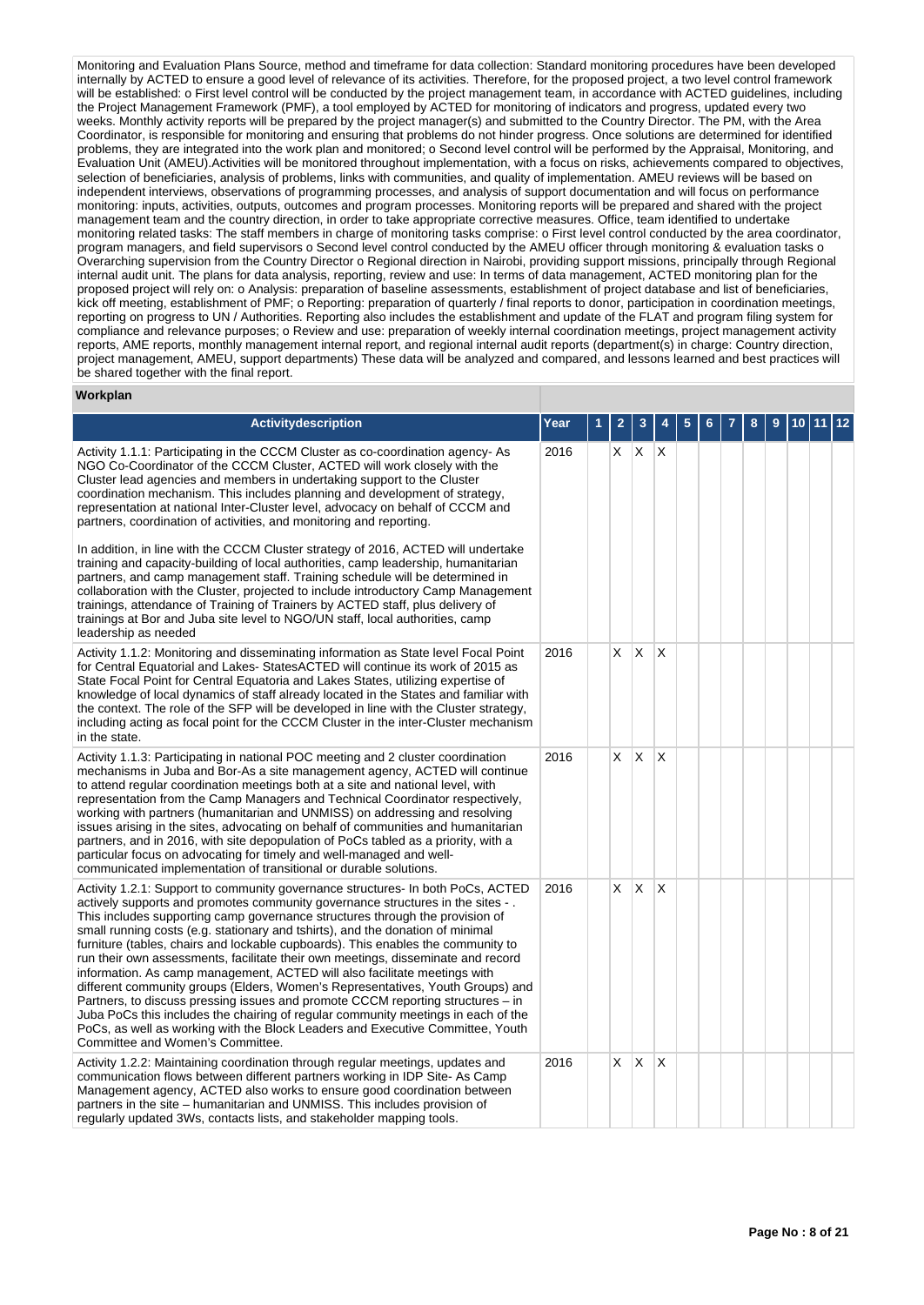Monitoring and Evaluation Plans Source, method and timeframe for data collection: Standard monitoring procedures have been developed internally by ACTED to ensure a good level of relevance of its activities. Therefore, for the proposed project, a two level control framework will be established: o First level control will be conducted by the project management team, in accordance with ACTED guidelines, including the Project Management Framework (PMF), a tool employed by ACTED for monitoring of indicators and progress, updated every two weeks. Monthly activity reports will be prepared by the project manager(s) and submitted to the Country Director. The PM, with the Area Coordinator, is responsible for monitoring and ensuring that problems do not hinder progress. Once solutions are determined for identified problems, they are integrated into the work plan and monitored; o Second level control will be performed by the Appraisal, Monitoring, and Evaluation Unit (AMEU).Activities will be monitored throughout implementation, with a focus on risks, achievements compared to objectives, selection of beneficiaries, analysis of problems, links with communities, and quality of implementation. AMEU reviews will be based on independent interviews, observations of programming processes, and analysis of support documentation and will focus on performance monitoring: inputs, activities, outputs, outcomes and program processes. Monitoring reports will be prepared and shared with the project management team and the country direction, in order to take appropriate corrective measures. Office, team identified to undertake monitoring related tasks: The staff members in charge of monitoring tasks comprise: o First level control conducted by the area coordinator, program managers, and field supervisors o Second level control conducted by the AMEU officer through monitoring & evaluation tasks o Overarching supervision from the Country Director o Regional direction in Nairobi, providing support missions, principally through Regional internal audit unit. The plans for data analysis, reporting, review and use: In terms of data management, ACTED monitoring plan for the proposed project will rely on: o Analysis: preparation of baseline assessments, establishment of project database and list of beneficiaries, kick off meeting, establishment of PMF; o Reporting: preparation of quarterly / final reports to donor, participation in coordination meetings, reporting on progress to UN / Authorities. Reporting also includes the establishment and update of the FLAT and program filing system for compliance and relevance purposes; o Review and use: preparation of weekly internal coordination meetings, project management activity reports, AME reports, monthly management internal report, and regional internal audit reports (department(s) in charge: Country direction, project management, AMEU, support departments) These data will be analyzed and compared, and lessons learned and best practices will be shared together with the final report.

**Workplan**

| Activitydescription | Year | 1 | 2 | 3 | 4 | 5 | 6 | 7 | 8 | 9 | 10 | 11 | 12 |
|---|---|---|---|---|---|---|---|---|---|---|---|---|---|
| Activity 1.1.1: Participating in the CCCM Cluster as co-coordination agency- As NGO Co-Coordinator of the CCCM Cluster, ACTED will work closely with the Cluster lead agencies and members in undertaking support to the Cluster coordination mechanism. This includes planning and development of strategy, representation at national Inter-Cluster level, advocacy on behalf of CCCM and partners, coordination of activities, and monitoring and reporting.<br><br>In addition, in line with the CCCM Cluster strategy of 2016, ACTED will undertake training and capacity-building of local authorities, camp leadership, humanitarian partners, and camp management staff. Training schedule will be determined in collaboration with the Cluster, projected to include introductory Camp Management trainings, attendance of Training of Trainers by ACTED staff, plus delivery of trainings at Bor and Juba site level to NGO/UN staff, local authorities, camp leadership as needed | 2016 | | X | X | X | | | | | | | | |
| Activity 1.1.2: Monitoring and disseminating information as State level Focal Point for Central Equatorial and Lakes- StatesACTED will continue its work of 2015 as State Focal Point for Central Equatoria and Lakes States, utilizing expertise of knowledge of local dynamics of staff already located in the States and familiar with the context. The role of the SFP will be developed in line with the Cluster strategy, including acting as focal point for the CCCM Cluster in the inter-Cluster mechanism in the state. | 2016 | | X | X | X | | | | | | | | |
| Activity 1.1.3: Participating in national POC meeting and 2 cluster coordination mechanisms in Juba and Bor-As a site management agency, ACTED will continue to attend regular coordination meetings both at a site and national level, with representation from the Camp Managers and Technical Coordinator respectively, working with partners (humanitarian and UNMISS) on addressing and resolving issues arising in the sites, advocating on behalf of communities and humanitarian partners, and in 2016, with site depopulation of PoCs tabled as a priority, with a particular focus on advocating for timely and well-managed and well-communicated implementation of transitional or durable solutions. | 2016 | | X | X | X | | | | | | | | |
| Activity 1.2.1: Support to community governance structures- In both PoCs, ACTED actively supports and promotes community governance structures in the sites - . This includes supporting camp governance structures through the provision of small running costs (e.g. stationary and tshirts), and the donation of minimal furniture (tables, chairs and lockable cupboards). This enables the community to run their own assessments, facilitate their own meetings, disseminate and record information. As camp management, ACTED will also facilitate meetings with different community groups (Elders, Women's Representatives, Youth Groups) and Partners, to discuss pressing issues and promote CCCM reporting structures – in Juba PoCs this includes the chairing of regular community meetings in each of the PoCs, as well as working with the Block Leaders and Executive Committee, Youth Committee and Women's Committee. | 2016 | | X | X | X | | | | | | | | |
| Activity 1.2.2: Maintaining coordination through regular meetings, updates and communication flows between different partners working in IDP Site- As Camp Management agency, ACTED also works to ensure good coordination between partners in the site – humanitarian and UNMISS. This includes provision of regularly updated 3Ws, contacts lists, and stakeholder mapping tools. | 2016 | | X | X | X | | | | | | | | |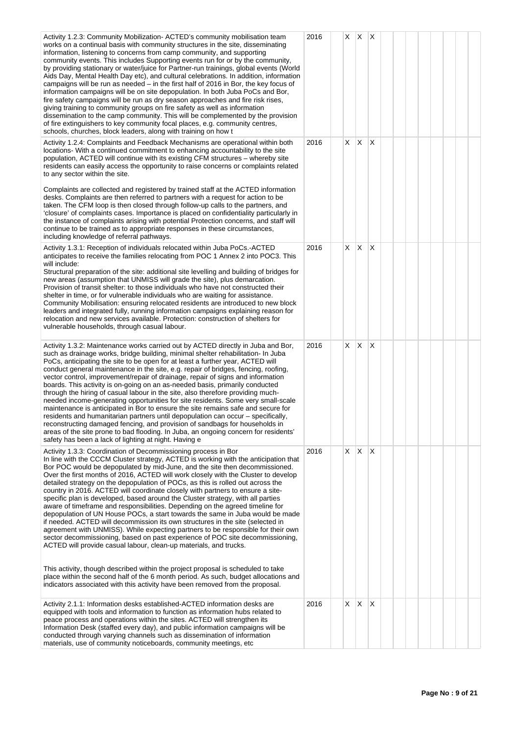| Activity | Year | | | | | | | | | | | | | |
|---|---|---|---|---|---|---|---|---|---|---|---|---|---|---|
| Activity 1.2.3: Community Mobilization- ACTED's community mobilisation team works on a continual basis with community structures in the site, disseminating information, listening to concerns from camp community, and supporting community events. This includes Supporting events run for or by the community, by providing stationary or water/juice for Partner-run trainings, global events (World Aids Day, Mental Health Day etc), and cultural celebrations. In addition, information campaigns will be run as needed – in the first half of 2016 in Bor, the key focus of information campaigns will be on site depopulation. In both Juba PoCs and Bor, fire safety campaigns will be run as dry season approaches and fire risk rises, giving training to community groups on fire safety as well as information dissemination to the camp community. This will be complemented by the provision of fire extinguishers to key community focal places, e.g. community centres, schools, churches, block leaders, along with training on how t | 2016 | | X | X | X | | | | | | | | | |
| Activity 1.2.4: Complaints and Feedback Mechanisms are operational within both locations- With a continued commitment to enhancing accountability to the site population, ACTED will continue with its existing CFM structures – whereby site residents can easily access the opportunity to raise concerns or complaints related to any sector within the site.<br><br>Complaints are collected and registered by trained staff at the ACTED information desks. Complaints are then referred to partners with a request for action to be taken. The CFM loop is then closed through follow-up calls to the partners, and 'closure' of complaints cases. Importance is placed on confidentiality particularly in the instance of complaints arising with potential Protection concerns, and staff will continue to be trained as to appropriate responses in these circumstances, including knowledge of referral pathways. | 2016 | | X | X | X | | | | | | | | | |
| Activity 1.3.1: Reception of individuals relocated within Juba PoCs.-ACTED anticipates to receive the families relocating from POC 1 Annex 2 into POC3. This will include:<br>Structural preparation of the site: additional site levelling and building of bridges for new areas (assumption that UNMISS will grade the site), plus demarcation.<br>Provision of transit shelter: to those individuals who have not constructed their shelter in time, or for vulnerable individuals who are waiting for assistance.<br>Community Mobilisation: ensuring relocated residents are introduced to new block leaders and integrated fully, running information campaigns explaining reason for relocation and new services available. Protection: construction of shelters for vulnerable households, through casual labour. | 2016 | | X | X | X | | | | | | | | | |
| Activity 1.3.2: Maintenance works carried out by ACTED directly in Juba and Bor, such as drainage works, bridge building, minimal shelter rehabilitation- In Juba PoCs, anticipating the site to be open for at least a further year, ACTED will conduct general maintenance in the site, e.g. repair of bridges, fencing, roofing, vector control, improvement/repair of drainage, repair of signs and information boards. This activity is on-going on an as-needed basis, primarily conducted through the hiring of casual labour in the site, also therefore providing much-needed income-generating opportunities for site residents. Some very small-scale maintenance is anticipated in Bor to ensure the site remains safe and secure for residents and humanitarian partners until depopulation can occur – specifically, reconstructing damaged fencing, and provision of sandbags for households in areas of the site prone to bad flooding. In Juba, an ongoing concern for residents' safety has been a lack of lighting at night. Having e | 2016 | | X | X | X | | | | | | | | | |
| Activity 1.3.3: Coordination of Decommissioning process in Bor<br>In line with the CCCM Cluster strategy, ACTED is working with the anticipation that Bor POC would be depopulated by mid-June, and the site then decommissioned. Over the first months of 2016, ACTED will work closely with the Cluster to develop detailed strategy on the depopulation of POCs, as this is rolled out across the country in 2016. ACTED will coordinate closely with partners to ensure a site-specific plan is developed, based around the Cluster strategy, with all parties aware of timeframe and responsibilities. Depending on the agreed timeline for depopulation of UN House POCs, a start towards the same in Juba would be made if needed. ACTED will decommission its own structures in the site (selected in agreement with UNMISS). While expecting partners to be responsible for their own sector decommissioning, based on past experience of POC site decommissioning, ACTED will provide casual labour, clean-up materials, and trucks.<br><br>This activity, though described within the project proposal is scheduled to take place within the second half of the 6 month period. As such, budget allocations and indicators associated with this activity have been removed from the proposal. | 2016 | | X | X | X | | | | | | | | | |
| Activity 2.1.1: Information desks established-ACTED information desks are equipped with tools and information to function as information hubs related to peace process and operations within the sites. ACTED will strengthen its Information Desk (staffed every day), and public information campaigns will be conducted through varying channels such as dissemination of information materials, use of community noticeboards, community meetings, etc | 2016 | | X | X | X | | | | | | | | | |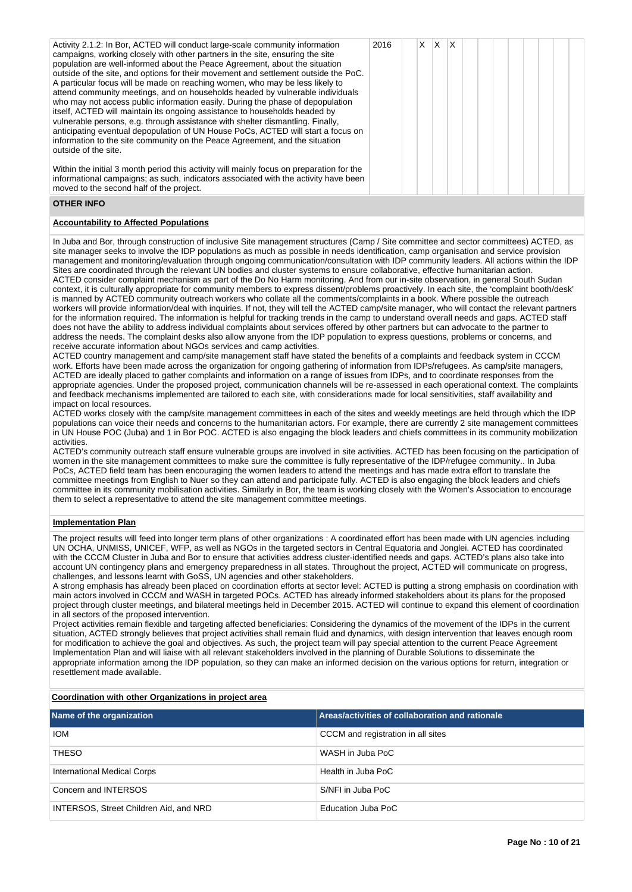| Activity | Year | 1 | 2 | 3 | 4 | 5 | 6 | 7 | 8 | 9 | 10 | 11 | 12 |
|---|---|---|---|---|---|---|---|---|---|---|---|---|---|
| Activity 2.1.2: In Bor, ACTED will conduct large-scale community information campaigns, working closely with other partners in the site, ensuring the site population are well-informed about the Peace Agreement, about the situation outside of the site, and options for their movement and settlement outside the PoC. A particular focus will be made on reaching women, who may be less likely to attend community meetings, and on households headed by vulnerable individuals who may not access public information easily. During the phase of depopulation itself, ACTED will maintain its ongoing assistance to households headed by vulnerable persons, e.g. through assistance with shelter dismantling. Finally, anticipating eventual depopulation of UN House PoCs, ACTED will start a focus on information to the site community on the Peace Agreement, and the situation outside of the site.<br><br>Within the initial 3 month period this activity will mainly focus on preparation for the informational campaigns; as such, indicators associated with the activity have been moved to the second half of the project. | 2016 | | X | X | X | | | | | | | | |

## OTHER INFO

**Accountability to Affected Populations**

In Juba and Bor, through construction of inclusive Site management structures (Camp / Site committee and sector committees) ACTED, as site manager seeks to involve the IDP populations as much as possible in needs identification, camp organisation and service provision management and monitoring/evaluation through ongoing communication/consultation with IDP community leaders. All actions within the IDP Sites are coordinated through the relevant UN bodies and cluster systems to ensure collaborative, effective humanitarian action.
ACTED consider complaint mechanism as part of the Do No Harm monitoring. And from our in-site observation, in general South Sudan context, it is culturally appropriate for community members to express dissent/problems proactively. In each site, the 'complaint booth/desk' is manned by ACTED community outreach workers who collate all the comments/complaints in a book. Where possible the outreach workers will provide information/deal with inquiries. If not, they will tell the ACTED camp/site manager, who will contact the relevant partners for the information required. The information is helpful for tracking trends in the camp to understand overall needs and gaps. ACTED staff does not have the ability to address individual complaints about services offered by other partners but can advocate to the partner to address the needs. The complaint desks also allow anyone from the IDP population to express questions, problems or concerns, and receive accurate information about NGOs services and camp activities.
ACTED country management and camp/site management staff have stated the benefits of a complaints and feedback system in CCCM work. Efforts have been made across the organization for ongoing gathering of information from IDPs/refugees. As camp/site managers, ACTED are ideally placed to gather complaints and information on a range of issues from IDPs, and to coordinate responses from the appropriate agencies. Under the proposed project, communication channels will be re-assessed in each operational context. The complaints and feedback mechanisms implemented are tailored to each site, with considerations made for local sensitivities, staff availability and impact on local resources.
ACTED works closely with the camp/site management committees in each of the sites and weekly meetings are held through which the IDP populations can voice their needs and concerns to the humanitarian actors. For example, there are currently 2 site management committees in UN House POC (Juba) and 1 in Bor POC. ACTED is also engaging the block leaders and chiefs committees in its community mobilization activities.
ACTED's community outreach staff ensure vulnerable groups are involved in site activities. ACTED has been focusing on the participation of women in the site management committees to make sure the committee is fully representative of the IDP/refugee community.. In Juba PoCs, ACTED field team has been encouraging the women leaders to attend the meetings and has made extra effort to translate the committee meetings from English to Nuer so they can attend and participate fully. ACTED is also engaging the block leaders and chiefs committee in its community mobilisation activities. Similarly in Bor, the team is working closely with the Women's Association to encourage them to select a representative to attend the site management committee meetings.

**Implementation Plan**

The project results will feed into longer term plans of other organizations : A coordinated effort has been made with UN agencies including UN OCHA, UNMISS, UNICEF, WFP, as well as NGOs in the targeted sectors in Central Equatoria and Jonglei. ACTED has coordinated with the CCCM Cluster in Juba and Bor to ensure that activities address cluster-identified needs and gaps. ACTED's plans also take into account UN contingency plans and emergency preparedness in all states. Throughout the project, ACTED will communicate on progress, challenges, and lessons learnt with GoSS, UN agencies and other stakeholders.
A strong emphasis has already been placed on coordination efforts at sector level: ACTED is putting a strong emphasis on coordination with main actors involved in CCCM and WASH in targeted POCs. ACTED has already informed stakeholders about its plans for the proposed project through cluster meetings, and bilateral meetings held in December 2015. ACTED will continue to expand this element of coordination in all sectors of the proposed intervention.
Project activities remain flexible and targeting affected beneficiaries: Considering the dynamics of the movement of the IDPs in the current situation, ACTED strongly believes that project activities shall remain fluid and dynamics, with design intervention that leaves enough room for modification to achieve the goal and objectives. As such, the project team will pay special attention to the current Peace Agreement Implementation Plan and will liaise with all relevant stakeholders involved in the planning of Durable Solutions to disseminate the appropriate information among the IDP population, so they can make an informed decision on the various options for return, integration or resettlement made available.

**Coordination with other Organizations in project area**

| Name of the organization | Areas/activities of collaboration and rationale |
|---|---|
| IOM | CCCM and registration in all sites |
| THESO | WASH in Juba PoC |
| International Medical Corps | Health in Juba PoC |
| Concern and INTERSOS | S/NFI in Juba PoC |
| INTERSOS, Street Children Aid, and NRD | Education Juba PoC |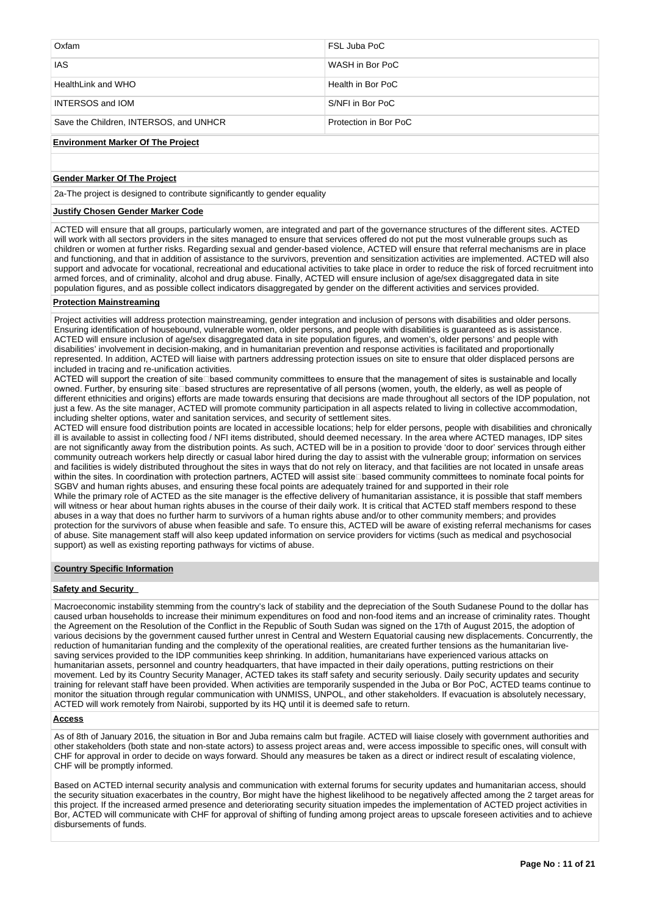| | |
|---|---|
| Oxfam | FSL Juba PoC |
| IAS | WASH in Bor PoC |
| HealthLink and WHO | Health in Bor PoC |
| INTERSOS and IOM | S/NFI in Bor PoC |
| Save the Children, INTERSOS, and UNHCR | Protection in Bor PoC |

**Environment Marker Of The Project**

**Gender Marker Of The Project**

2a-The project is designed to contribute significantly to gender equality

**Justify Chosen Gender Marker Code**

ACTED will ensure that all groups, particularly women, are integrated and part of the governance structures of the different sites. ACTED will work with all sectors providers in the sites managed to ensure that services offered do not put the most vulnerable groups such as children or women at further risks. Regarding sexual and gender-based violence, ACTED will ensure that referral mechanisms are in place and functioning, and that in addition of assistance to the survivors, prevention and sensitization activities are implemented. ACTED will also support and advocate for vocational, recreational and educational activities to take place in order to reduce the risk of forced recruitment into armed forces, and of criminality, alcohol and drug abuse. Finally, ACTED will ensure inclusion of age/sex disaggregated data in site population figures, and as possible collect indicators disaggregated by gender on the different activities and services provided.

**Protection Mainstreaming**

Project activities will address protection mainstreaming, gender integration and inclusion of persons with disabilities and older persons. Ensuring identification of housebound, vulnerable women, older persons, and people with disabilities is guaranteed as is assistance. ACTED will ensure inclusion of age/sex disaggregated data in site population figures, and women's, older persons' and people with disabilities' involvement in decision-making, and in humanitarian prevention and response activities is facilitated and proportionally represented. In addition, ACTED will liaise with partners addressing protection issues on site to ensure that older displaced persons are included in tracing and re-unification activities.
ACTED will support the creation of site□based community committees to ensure that the management of sites is sustainable and locally owned. Further, by ensuring site□based structures are representative of all persons (women, youth, the elderly, as well as people of different ethnicities and origins) efforts are made towards ensuring that decisions are made throughout all sectors of the IDP population, not just a few. As the site manager, ACTED will promote community participation in all aspects related to living in collective accommodation, including shelter options, water and sanitation services, and security of settlement sites.
ACTED will ensure food distribution points are located in accessible locations; help for elder persons, people with disabilities and chronically ill is available to assist in collecting food / NFI items distributed, should deemed necessary. In the area where ACTED manages, IDP sites are not significantly away from the distribution points. As such, ACTED will be in a position to provide 'door to door' services through either community outreach workers help directly or casual labor hired during the day to assist with the vulnerable group; information on services and facilities is widely distributed throughout the sites in ways that do not rely on literacy, and that facilities are not located in unsafe areas within the sites. In coordination with protection partners, ACTED will assist site□based community committees to nominate focal points for SGBV and human rights abuses, and ensuring these focal points are adequately trained for and supported in their role
While the primary role of ACTED as the site manager is the effective delivery of humanitarian assistance, it is possible that staff members will witness or hear about human rights abuses in the course of their daily work. It is critical that ACTED staff members respond to these abuses in a way that does no further harm to survivors of a human rights abuse and/or to other community members; and provides protection for the survivors of abuse when feasible and safe. To ensure this, ACTED will be aware of existing referral mechanisms for cases of abuse. Site management staff will also keep updated information on service providers for victims (such as medical and psychosocial support) as well as existing reporting pathways for victims of abuse.

**Country Specific Information**

**Safety and Security**

Macroeconomic instability stemming from the country's lack of stability and the depreciation of the South Sudanese Pound to the dollar has caused urban households to increase their minimum expenditures on food and non-food items and an increase of criminality rates. Thought the Agreement on the Resolution of the Conflict in the Republic of South Sudan was signed on the 17th of August 2015, the adoption of various decisions by the government caused further unrest in Central and Western Equatorial causing new displacements. Concurrently, the reduction of humanitarian funding and the complexity of the operational realities, are created further tensions as the humanitarian live-saving services provided to the IDP communities keep shrinking. In addition, humanitarians have experienced various attacks on humanitarian assets, personnel and country headquarters, that have impacted in their daily operations, putting restrictions on their movement. Led by its Country Security Manager, ACTED takes its staff safety and security seriously. Daily security updates and security training for relevant staff have been provided. When activities are temporarily suspended in the Juba or Bor PoC, ACTED teams continue to monitor the situation through regular communication with UNMISS, UNPOL, and other stakeholders. If evacuation is absolutely necessary, ACTED will work remotely from Nairobi, supported by its HQ until it is deemed safe to return.

**Access**

As of 8th of January 2016, the situation in Bor and Juba remains calm but fragile. ACTED will liaise closely with government authorities and other stakeholders (both state and non-state actors) to assess project areas and, were access impossible to specific ones, will consult with CHF for approval in order to decide on ways forward. Should any measures be taken as a direct or indirect result of escalating violence, CHF will be promptly informed.

Based on ACTED internal security analysis and communication with external forums for security updates and humanitarian access, should the security situation exacerbates in the country, Bor might have the highest likelihood to be negatively affected among the 2 target areas for this project. If the increased armed presence and deteriorating security situation impedes the implementation of ACTED project activities in Bor, ACTED will communicate with CHF for approval of shifting of funding among project areas to upscale foreseen activities and to achieve disbursements of funds.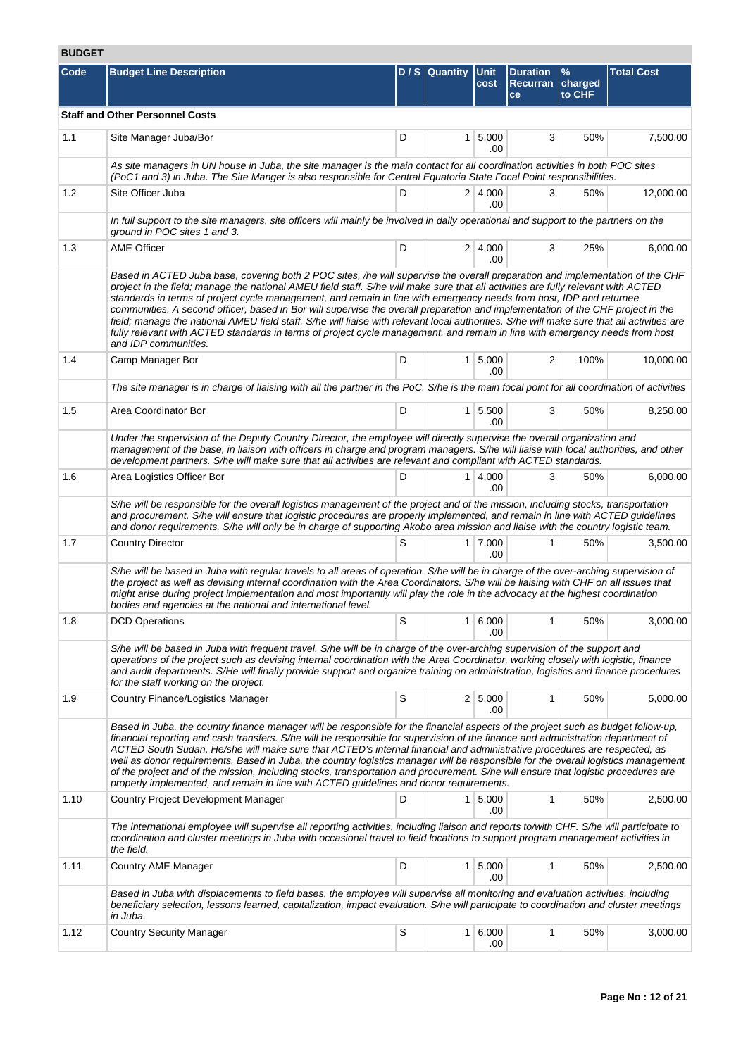## BUDGET

| Code | Budget Line Description | D / S | Quantity | Unit cost | Duration Recurrance | % charged to CHF | Total Cost |
|---|---|---|---|---|---|---|---|
| **Staff and Other Personnel Costs** | | | | | | | |
| 1.1 | Site Manager Juba/Bor | D | 1 | 5,000.00 | 3 | 50% | 7,500.00 |
| | *As site managers in UN house in Juba, the site manager is the main contact for all coordination activities in both POC sites (PoC1 and 3) in Juba. The Site Manger is also responsible for Central Equatoria State Focal Point responsibilities.* | | | | | | |
| 1.2 | Site Officer Juba | D | 2 | 4,000.00 | 3 | 50% | 12,000.00 |
| | *In full support to the site managers, site officers will mainly be involved in daily operational and support to the partners on the ground in POC sites 1 and 3.* | | | | | | |
| 1.3 | AME Officer | D | 2 | 4,000.00 | 3 | 25% | 6,000.00 |
| | *Based in ACTED Juba base, covering both 2 POC sites, /he will supervise the overall preparation and implementation of the CHF project in the field; manage the national AMEU field staff. S/he will make sure that all activities are fully relevant with ACTED standards in terms of project cycle management, and remain in line with emergency needs from host, IDP and returnee communities. A second officer, based in Bor will supervise the overall preparation and implementation of the CHF project in the field; manage the national AMEU field staff. S/he will liaise with relevant local authorities. S/he will make sure that all activities are fully relevant with ACTED standards in terms of project cycle management, and remain in line with emergency needs from host and IDP communities.* | | | | | | |
| 1.4 | Camp Manager Bor | D | 1 | 5,000.00 | 2 | 100% | 10,000.00 |
| | *The site manager is in charge of liaising with all the partner in the PoC. S/he is the main focal point for all coordination of activities* | | | | | | |
| 1.5 | Area Coordinator Bor | D | 1 | 5,500.00 | 3 | 50% | 8,250.00 |
| | *Under the supervision of the Deputy Country Director, the employee will directly supervise the overall organization and management of the base, in liaison with officers in charge and program managers. S/he will liaise with local authorities, and other development partners. S/he will make sure that all activities are relevant and compliant with ACTED standards.* | | | | | | |
| 1.6 | Area Logistics Officer Bor | D | 1 | 4,000.00 | 3 | 50% | 6,000.00 |
| | *S/he will be responsible for the overall logistics management of the project and of the mission, including stocks, transportation and procurement. S/he will ensure that logistic procedures are properly implemented, and remain in line with ACTED guidelines and donor requirements. S/he will only be in charge of supporting Akobo area mission and liaise with the country logistic team.* | | | | | | |
| 1.7 | Country Director | S | 1 | 7,000.00 | 1 | 50% | 3,500.00 |
| | *S/he will be based in Juba with regular travels to all areas of operation. S/he will be in charge of the over-arching supervision of the project as well as devising internal coordination with the Area Coordinators. S/he will be liaising with CHF on all issues that might arise during project implementation and most importantly will play the role in the advocacy at the highest coordination bodies and agencies at the national and international level.* | | | | | | |
| 1.8 | DCD Operations | S | 1 | 6,000.00 | 1 | 50% | 3,000.00 |
| | *S/he will be based in Juba with frequent travel. S/he will be in charge of the over-arching supervision of the support and operations of the project such as devising internal coordination with the Area Coordinator, working closely with logistic, finance and audit departments. S/He will finally provide support and organize training on administration, logistics and finance procedures for the staff working on the project.* | | | | | | |
| 1.9 | Country Finance/Logistics Manager | S | 2 | 5,000.00 | 1 | 50% | 5,000.00 |
| | *Based in Juba, the country finance manager will be responsible for the financial aspects of the project such as budget follow-up, financial reporting and cash transfers. S/he will be responsible for supervision of the finance and administration department of ACTED South Sudan. He/she will make sure that ACTED's internal financial and administrative procedures are respected, as well as donor requirements. Based in Juba, the country logistics manager will be responsible for the overall logistics management of the project and of the mission, including stocks, transportation and procurement. S/he will ensure that logistic procedures are properly implemented, and remain in line with ACTED guidelines and donor requirements.* | | | | | | |
| 1.10 | Country Project Development Manager | D | 1 | 5,000.00 | 1 | 50% | 2,500.00 |
| | *The international employee will supervise all reporting activities, including liaison and reports to/with CHF. S/he will participate to coordination and cluster meetings in Juba with occasional travel to field locations to support program management activities in the field.* | | | | | | |
| 1.11 | Country AME Manager | D | 1 | 5,000.00 | 1 | 50% | 2,500.00 |
| | *Based in Juba with displacements to field bases, the employee will supervise all monitoring and evaluation activities, including beneficiary selection, lessons learned, capitalization, impact evaluation. S/he will participate to coordination and cluster meetings in Juba.* | | | | | | |
| 1.12 | Country Security Manager | S | 1 | 6,000.00 | 1 | 50% | 3,000.00 |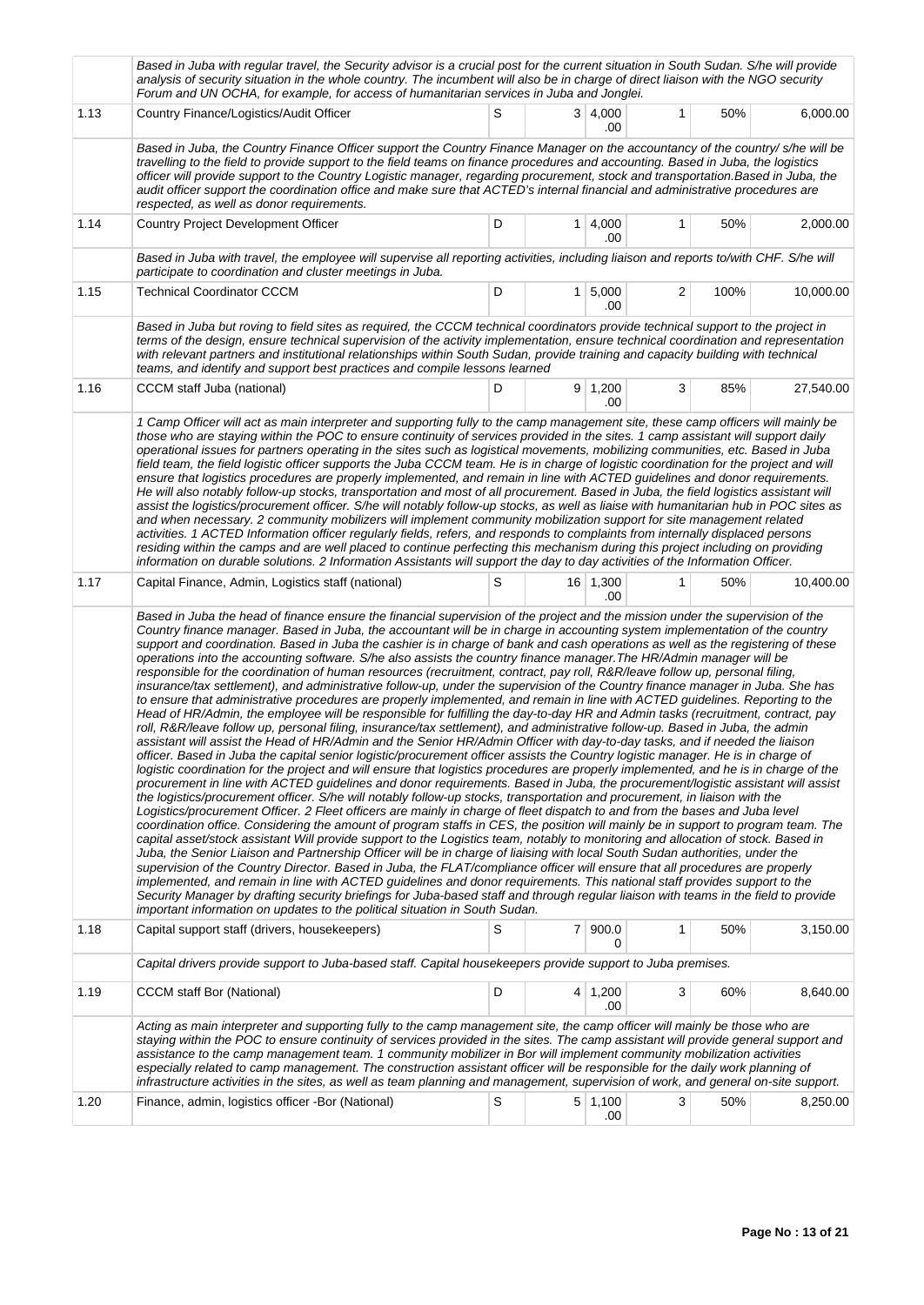| | | | | | | | |
|---|---|---|---|---|---|---|---|
| | *Based in Juba with regular travel, the Security advisor is a crucial post for the current situation in South Sudan. S/he will provide analysis of security situation in the whole country. The incumbent will also be in charge of direct liaison with the NGO security Forum and UN OCHA, for example, for access of humanitarian services in Juba and Jonglei.* | | | | | | |
| 1.13 | Country Finance/Logistics/Audit Officer | S | 3 | 4,000.00 | 1 | 50% | 6,000.00 |
| | *Based in Juba, the Country Finance Officer support the Country Finance Manager on the accountancy of the country/ s/he will be travelling to the field to provide support to the field teams on finance procedures and accounting. Based in Juba, the logistics officer will provide support to the Country Logistic manager, regarding procurement, stock and transportation.Based in Juba, the audit officer support the coordination office and make sure that ACTED's internal financial and administrative procedures are respected, as well as donor requirements.* | | | | | | |
| 1.14 | Country Project Development Officer | D | 1 | 4,000.00 | 1 | 50% | 2,000.00 |
| | *Based in Juba with travel, the employee will supervise all reporting activities, including liaison and reports to/with CHF. S/he will participate to coordination and cluster meetings in Juba.* | | | | | | |
| 1.15 | Technical Coordinator CCCM | D | 1 | 5,000.00 | 2 | 100% | 10,000.00 |
| | *Based in Juba but roving to field sites as required, the CCCM technical coordinators provide technical support to the project in terms of the design, ensure technical supervision of the activity implementation, ensure technical coordination and representation with relevant partners and institutional relationships within South Sudan, provide training and capacity building with technical teams, and identify and support best practices and compile lessons learned* | | | | | | |
| 1.16 | CCCM staff Juba (national) | D | 9 | 1,200.00 | 3 | 85% | 27,540.00 |
| | *1 Camp Officer will act as main interpreter and supporting fully to the camp management site, these camp officers will mainly be those who are staying within the POC to ensure continuity of services provided in the sites. 1 camp assistant will support daily operational issues for partners operating in the sites such as logistical movements, mobilizing communities, etc. Based in Juba field team, the field logistic officer supports the Juba CCCM team. He is in charge of logistic coordination for the project and will ensure that logistics procedures are properly implemented, and remain in line with ACTED guidelines and donor requirements. He will also notably follow-up stocks, transportation and most of all procurement. Based in Juba, the field logistics assistant will assist the logistics/procurement officer. S/he will notably follow-up stocks, as well as liaise with humanitarian hub in POC sites as and when necessary. 2 community mobilizers will implement community mobilization support for site management related activities. 1 ACTED Information officer regularly fields, refers, and responds to complaints from internally displaced persons residing within the camps and are well placed to continue perfecting this mechanism during this project including on providing information on durable solutions. 2 Information Assistants will support the day to day activities of the Information Officer.* | | | | | | |
| 1.17 | Capital Finance, Admin, Logistics staff (national) | S | 16 | 1,300.00 | 1 | 50% | 10,400.00 |
| | *Based in Juba the head of finance ensure the financial supervision of the project and the mission under the supervision of the Country finance manager. Based in Juba, the accountant will be in charge in accounting system implementation of the country support and coordination. Based in Juba the cashier is in charge of bank and cash operations as well as the registering of these operations into the accounting software. S/he also assists the country finance manager.The HR/Admin manager will be responsible for the coordination of human resources (recruitment, contract, pay roll, R&R/leave follow up, personal filing, insurance/tax settlement), and administrative follow-up, under the supervision of the Country finance manager in Juba. She has to ensure that administrative procedures are properly implemented, and remain in line with ACTED guidelines. Reporting to the Head of HR/Admin, the employee will be responsible for fulfilling the day-to-day HR and Admin tasks (recruitment, contract, pay roll, R&R/leave follow up, personal filing, insurance/tax settlement), and administrative follow-up. Based in Juba, the admin assistant will assist the Head of HR/Admin and the Senior HR/Admin Officer with day-to-day tasks, and if needed the liaison officer. Based in Juba the capital senior logistic/procurement officer assists the Country logistic manager. He is in charge of logistic coordination for the project and will ensure that logistics procedures are properly implemented, and he is in charge of the procurement in line with ACTED guidelines and donor requirements. Based in Juba, the procurement/logistic assistant will assist the logistics/procurement officer. S/he will notably follow-up stocks, transportation and procurement, in liaison with the Logistics/procurement Officer. 2 Fleet officers are mainly in charge of fleet dispatch to and from the bases and Juba level coordination office. Considering the amount of program staffs in CES, the position will mainly be in support to program team. The capital asset/stock assistant Will provide support to the Logistics team, notably to monitoring and allocation of stock. Based in Juba, the Senior Liaison and Partnership Officer will be in charge of liaising with local South Sudan authorities, under the supervision of the Country Director. Based in Juba, the FLAT/compliance officer will ensure that all procedures are properly implemented, and remain in line with ACTED guidelines and donor requirements. This national staff provides support to the Security Manager by drafting security briefings for Juba-based staff and through regular liaison with teams in the field to provide important information on updates to the political situation in South Sudan.* | | | | | | |
| 1.18 | Capital support staff (drivers, housekeepers) | S | 7 | 900.00 | 1 | 50% | 3,150.00 |
| | *Capital drivers provide support to Juba-based staff. Capital housekeepers provide support to Juba premises.* | | | | | | |
| 1.19 | CCCM staff Bor (National) | D | 4 | 1,200.00 | 3 | 60% | 8,640.00 |
| | *Acting as main interpreter and supporting fully to the camp management site, the camp officer will mainly be those who are staying within the POC to ensure continuity of services provided in the sites. The camp assistant will provide general support and assistance to the camp management team. 1 community mobilizer in Bor will implement community mobilization activities especially related to camp management. The construction assistant officer will be responsible for the daily work planning of infrastructure activities in the sites, as well as team planning and management, supervision of work, and general on-site support.* | | | | | | |
| 1.20 | Finance, admin, logistics officer -Bor (National) | S | 5 | 1,100.00 | 3 | 50% | 8,250.00 |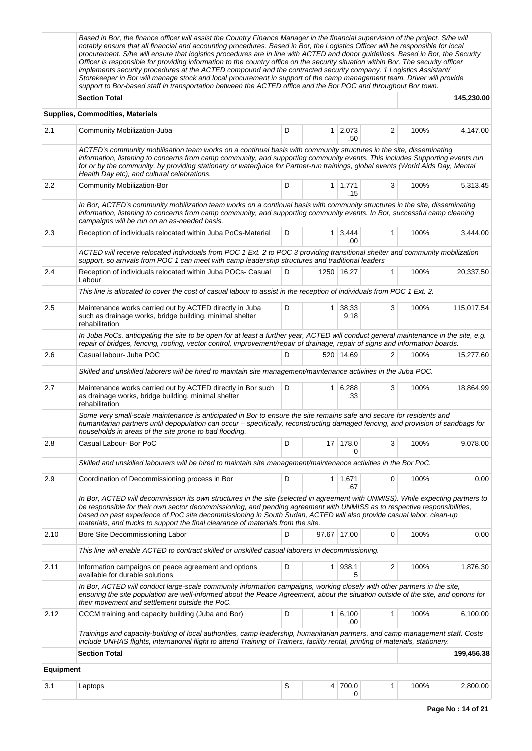| | | | | | | | |
|---|---|---|---|---|---|---|---|
| | *Based in Bor, the finance officer will assist the Country Finance Manager in the financial supervision of the project. S/he will notably ensure that all financial and accounting procedures. Based in Bor, the Logistics Officer will be responsible for local procurement. S/he will ensure that logistics procedures are in line with ACTED and donor guidelines. Based in Bor, the Security Officer is responsible for providing information to the country office on the security situation within Bor. The security officer implements security procedures at the ACTED compound and the contracted security company. 1 Logistics Assistant/ Storekeeper in Bor will manage stock and local procurement in support of the camp management team. Driver will provide support to Bor-based staff in transportation between the ACTED office and the Bor POC and throughout Bor town.* | | | | | | |
| | **Section Total** | | | | | | **145,230.00** |
| **Supplies, Commodities, Materials** | | | | | | | |
| 2.1 | Community Mobilization-Juba | D | 1 | 2,073.50 | 2 | 100% | 4,147.00 |
| | *ACTED's community mobilisation team works on a continual basis with community structures in the site, disseminating information, listening to concerns from camp community, and supporting community events. This includes Supporting events run for or by the community, by providing stationary or water/juice for Partner-run trainings, global events (World Aids Day, Mental Health Day etc), and cultural celebrations.* | | | | | | |
| 2.2 | Community Mobilization-Bor | D | 1 | 1,771.15 | 3 | 100% | 5,313.45 |
| | *In Bor, ACTED's community mobilization team works on a continual basis with community structures in the site, disseminating information, listening to concerns from camp community, and supporting community events. In Bor, successful camp cleaning campaigns will be run on an as-needed basis.* | | | | | | |
| 2.3 | Reception of individuals relocated within Juba PoCs-Material | D | 1 | 3,444.00 | 1 | 100% | 3,444.00 |
| | *ACTED will receive relocated individuals from POC 1 Ext. 2 to POC 3 providing transitional shelter and community mobilization support, so arrivals from POC 1 can meet with camp leadership structures and traditional leaders* | | | | | | |
| 2.4 | Reception of individuals relocated within Juba POCs- Casual Labour | D | 1250 | 16.27 | 1 | 100% | 20,337.50 |
| | *This line is allocated to cover the cost of casual labour to assist in the reception of individuals from POC 1 Ext. 2.* | | | | | | |
| 2.5 | Maintenance works carried out by ACTED directly in Juba such as drainage works, bridge building, minimal shelter rehabilitation | D | 1 | 38,339.18 | 3 | 100% | 115,017.54 |
| | *In Juba PoCs, anticipating the site to be open for at least a further year, ACTED will conduct general maintenance in the site, e.g. repair of bridges, fencing, roofing, vector control, improvement/repair of drainage, repair of signs and information boards.* | | | | | | |
| 2.6 | Casual labour- Juba POC | D | 520 | 14.69 | 2 | 100% | 15,277.60 |
| | *Skilled and unskilled laborers will be hired to maintain site management/maintenance activities in the Juba POC.* | | | | | | |
| 2.7 | Maintenance works carried out by ACTED directly in Bor such as drainage works, bridge building, minimal shelter rehabilitation | D | 1 | 6,288.33 | 3 | 100% | 18,864.99 |
| | *Some very small-scale maintenance is anticipated in Bor to ensure the site remains safe and secure for residents and humanitarian partners until depopulation can occur – specifically, reconstructing damaged fencing, and provision of sandbags for households in areas of the site prone to bad flooding.* | | | | | | |
| 2.8 | Casual Labour- Bor PoC | D | 17 | 178.00 | 3 | 100% | 9,078.00 |
| | *Skilled and unskilled labourers will be hired to maintain site management/maintenance activities in the Bor PoC.* | | | | | | |
| 2.9 | Coordination of Decommissioning process in Bor | D | 1 | 1,671.67 | 0 | 100% | 0.00 |
| | *In Bor, ACTED will decommission its own structures in the site (selected in agreement with UNMISS). While expecting partners to be responsible for their own sector decommissioning, and pending agreement with UNMISS as to respective responsibilities, based on past experience of PoC site decommissioning in South Sudan, ACTED will also provide casual labor, clean-up materials, and trucks to support the final clearance of materials from the site.* | | | | | | |
| 2.10 | Bore Site Decommissioning Labor | D | 97.67 | 17.00 | 0 | 100% | 0.00 |
| | *This line will enable ACTED to contract skilled or unskilled casual laborers in decommissioning.* | | | | | | |
| 2.11 | Information campaigns on peace agreement and options available for durable solutions | D | 1 | 938.15 | 2 | 100% | 1,876.30 |
| | *In Bor, ACTED will conduct large-scale community information campaigns, working closely with other partners in the site, ensuring the site population are well-informed about the Peace Agreement, about the situation outside of the site, and options for their movement and settlement outside the PoC.* | | | | | | |
| 2.12 | CCCM training and capacity building (Juba and Bor) | D | 1 | 6,100.00 | 1 | 100% | 6,100.00 |
| | *Trainings and capacity-building of local authorities, camp leadership, humanitarian partners, and camp management staff. Costs include UNHAS flights, international flight to attend Training of Trainers, facility rental, printing of materials, stationery.* | | | | | | |
| | **Section Total** | | | | | | **199,456.38** |
| **Equipment** | | | | | | | |
| 3.1 | Laptops | S | 4 | 700.00 | 1 | 100% | 2,800.00 |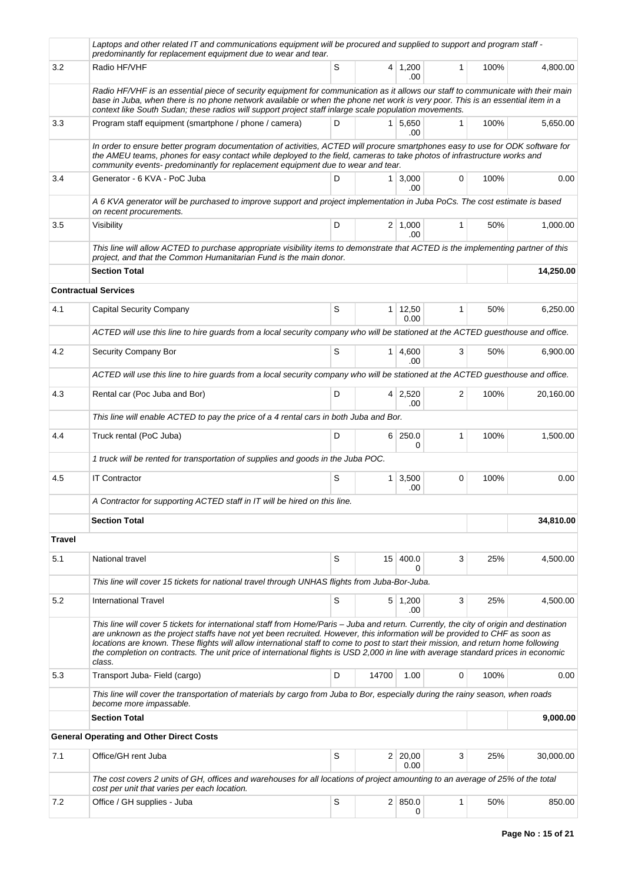| | | | | | | | |
|---|---|---|---|---|---|---|---|
| | *Laptops and other related IT and communications equipment will be procured and supplied to support and program staff - predominantly for replacement equipment due to wear and tear.* | | | | | | |
| 3.2 | Radio HF/VHF | S | 4 | 1,200.00 | 1 | 100% | 4,800.00 |
| | *Radio HF/VHF is an essential piece of security equipment for communication as it allows our staff to communicate with their main base in Juba, when there is no phone network available or when the phone net work is very poor. This is an essential item in a context like South Sudan; these radios will support project staff inlarge scale population movements.* | | | | | | |
| 3.3 | Program staff equipment (smartphone / phone / camera) | D | 1 | 5,650.00 | 1 | 100% | 5,650.00 |
| | *In order to ensure better program documentation of activities, ACTED will procure smartphones easy to use for ODK software for the AMEU teams, phones for easy contact while deployed to the field, cameras to take photos of infrastructure works and community events- predominantly for replacement equipment due to wear and tear.* | | | | | | |
| 3.4 | Generator - 6 KVA - PoC Juba | D | 1 | 3,000.00 | 0 | 100% | 0.00 |
| | *A 6 KVA generator will be purchased to improve support and project implementation in Juba PoCs. The cost estimate is based on recent procurements.* | | | | | | |
| 3.5 | Visibility | D | 2 | 1,000.00 | 1 | 50% | 1,000.00 |
| | *This line will allow ACTED to purchase appropriate visibility items to demonstrate that ACTED is the implementing partner of this project, and that the Common Humanitarian Fund is the main donor.* | | | | | | |
| | **Section Total** | | | | | | **14,250.00** |
| **Contractual Services** | | | | | | | |
| 4.1 | Capital Security Company | S | 1 | 12,500.00 | 1 | 50% | 6,250.00 |
| | *ACTED will use this line to hire guards from a local security company who will be stationed at the ACTED guesthouse and office.* | | | | | | |
| 4.2 | Security Company Bor | S | 1 | 4,600.00 | 3 | 50% | 6,900.00 |
| | *ACTED will use this line to hire guards from a local security company who will be stationed at the ACTED guesthouse and office.* | | | | | | |
| 4.3 | Rental car (Poc Juba and Bor) | D | 4 | 2,520.00 | 2 | 100% | 20,160.00 |
| | *This line will enable ACTED to pay the price of a 4 rental cars in both Juba and Bor.* | | | | | | |
| 4.4 | Truck rental (PoC Juba) | D | 6 | 250.00 | 1 | 100% | 1,500.00 |
| | *1 truck will be rented for transportation of supplies and goods in the Juba POC.* | | | | | | |
| 4.5 | IT Contractor | S | 1 | 3,500.00 | 0 | 100% | 0.00 |
| | *A Contractor for supporting ACTED staff in IT will be hired on this line.* | | | | | | |
| | **Section Total** | | | | | | **34,810.00** |
| **Travel** | | | | | | | |
| 5.1 | National travel | S | 15 | 400.00 | 3 | 25% | 4,500.00 |
| | *This line will cover 15 tickets for national travel through UNHAS flights from Juba-Bor-Juba.* | | | | | | |
| 5.2 | International Travel | S | 5 | 1,200.00 | 3 | 25% | 4,500.00 |
| | *This line will cover 5 tickets for international staff from Home/Paris – Juba and return. Currently, the city of origin and destination are unknown as the project staffs have not yet been recruited. However, this information will be provided to CHF as soon as locations are known. These flights will allow international staff to come to post to start their mission, and return home following the completion on contracts. The unit price of international flights is USD 2,000 in line with average standard prices in economic class.* | | | | | | |
| 5.3 | Transport Juba- Field (cargo) | D | 14700 | 1.00 | 0 | 100% | 0.00 |
| | *This line will cover the transportation of materials by cargo from Juba to Bor, especially during the rainy season, when roads become more impassable.* | | | | | | |
| | **Section Total** | | | | | | **9,000.00** |
| **General Operating and Other Direct Costs** | | | | | | | |
| 7.1 | Office/GH rent Juba | S | 2 | 20,000.00 | 3 | 25% | 30,000.00 |
| | *The cost covers 2 units of GH, offices and warehouses for all locations of project amounting to an average of 25% of the total cost per unit that varies per each location.* | | | | | | |
| 7.2 | Office / GH supplies - Juba | S | 2 | 850.00 | 1 | 50% | 850.00 |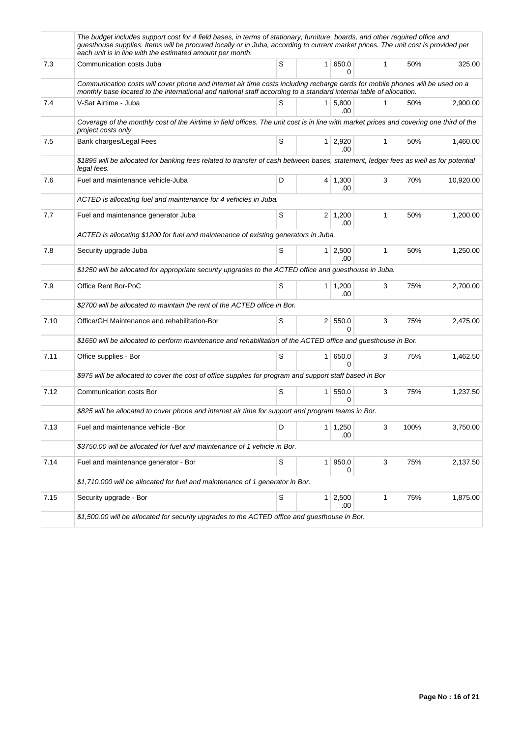| | | | | | | | |
|---|---|---|---|---|---|---|---|
| | *The budget includes support cost for 4 field bases, in terms of stationary, furniture, boards, and other required office and guesthouse supplies. Items will be procured locally or in Juba, according to current market prices. The unit cost is provided per each unit is in line with the estimated amount per month.* | | | | | | |
| 7.3 | Communication costs Juba | S | 1 | 650.00 | 1 | 50% | 325.00 |
| | *Communication costs will cover phone and internet air time costs including recharge cards for mobile phones will be used on a monthly base located to the international and national staff according to a standard internal table of allocation.* | | | | | | |
| 7.4 | V-Sat Airtime - Juba | S | 1 | 5,800.00 | 1 | 50% | 2,900.00 |
| | *Coverage of the monthly cost of the Airtime in field offices. The unit cost is in line with market prices and covering one third of the project costs only* | | | | | | |
| 7.5 | Bank charges/Legal Fees | S | 1 | 2,920.00 | 1 | 50% | 1,460.00 |
| | *$1895 will be allocated for banking fees related to transfer of cash between bases, statement, ledger fees as well as for potential legal fees.* | | | | | | |
| 7.6 | Fuel and maintenance vehicle-Juba | D | 4 | 1,300.00 | 3 | 70% | 10,920.00 |
| | *ACTED is allocating fuel and maintenance for 4 vehicles in Juba.* | | | | | | |
| 7.7 | Fuel and maintenance generator Juba | S | 2 | 1,200.00 | 1 | 50% | 1,200.00 |
| | *ACTED is allocating $1200 for fuel and maintenance of existing generators in Juba.* | | | | | | |
| 7.8 | Security upgrade Juba | S | 1 | 2,500.00 | 1 | 50% | 1,250.00 |
| | *$1250 will be allocated for appropriate security upgrades to the ACTED office and guesthouse in Juba.* | | | | | | |
| 7.9 | Office Rent Bor-PoC | S | 1 | 1,200.00 | 3 | 75% | 2,700.00 |
| | *$2700 will be allocated to maintain the rent of the ACTED office in Bor.* | | | | | | |
| 7.10 | Office/GH Maintenance and rehabilitation-Bor | S | 2 | 550.00 | 3 | 75% | 2,475.00 |
| | *$1650 will be allocated to perform maintenance and rehabilitation of the ACTED office and guesthouse in Bor.* | | | | | | |
| 7.11 | Office supplies - Bor | S | 1 | 650.00 | 3 | 75% | 1,462.50 |
| | *$975 will be allocated to cover the cost of office supplies for program and support staff based in Bor* | | | | | | |
| 7.12 | Communication costs Bor | S | 1 | 550.00 | 3 | 75% | 1,237.50 |
| | *$825 will be allocated to cover phone and internet air time for support and program teams in Bor.* | | | | | | |
| 7.13 | Fuel and maintenance vehicle -Bor | D | 1 | 1,250.00 | 3 | 100% | 3,750.00 |
| | *$3750.00 will be allocated for fuel and maintenance of 1 vehicle in Bor.* | | | | | | |
| 7.14 | Fuel and maintenance generator - Bor | S | 1 | 950.00 | 3 | 75% | 2,137.50 |
| | *$1,710.000 will be allocated for fuel and maintenance of 1 generator in Bor.* | | | | | | |
| 7.15 | Security upgrade - Bor | S | 1 | 2,500.00 | 1 | 75% | 1,875.00 |
| | *$1,500.00 will be allocated for security upgrades to the ACTED office and guesthouse in Bor.* | | | | | | |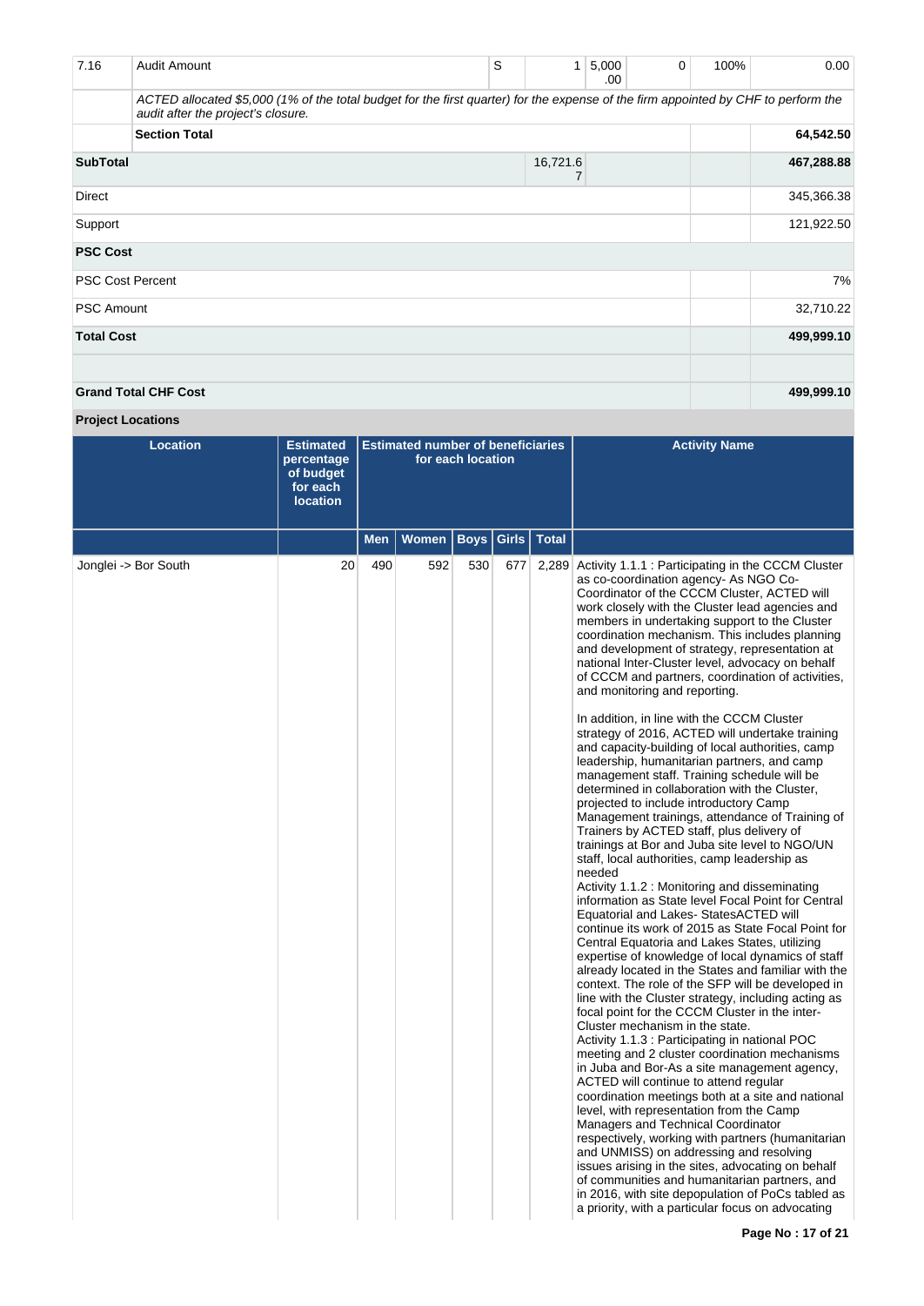| 7.16 | Audit Amount | S | 1 | 5,000.00 | 0 | 100% | 0.00 |
|---|---|---|---|---|---|---|---|
| | *ACTED allocated $5,000 (1% of the total budget for the first quarter) for the expense of the firm appointed by CHF to perform the audit after the project's closure.* | | | | | | |
| | **Section Total** | | | | | | **64,542.50** |
| **SubTotal** | | | 16,721.67 | | | | **467,288.88** |
| Direct | | | | | | | 345,366.38 |
| Support | | | | | | | 121,922.50 |
| **PSC Cost** | | | | | | | |
| PSC Cost Percent | | | | | | | 7% |
| PSC Amount | | | | | | | 32,710.22 |
| **Total Cost** | | | | | | | **499,999.10** |
| | | | | | | | |
| **Grand Total CHF Cost** | | | | | | | **499,999.10** |

**Project Locations**

| Location | Estimated percentage of budget for each location | Estimated number of beneficiaries for each location | | | | | Activity Name |
|---|---|---|---|---|---|---|---|
| | | Men | Women | Boys | Girls | Total | |
| Jonglei -> Bor South | 20 | 490 | 592 | 530 | 677 | 2,289 | Activity 1.1.1 : Participating in the CCCM Cluster as co-coordination agency- As NGO Co-Coordinator of the CCCM Cluster, ACTED will work closely with the Cluster lead agencies and members in undertaking support to the Cluster coordination mechanism. This includes planning and development of strategy, representation at national Inter-Cluster level, advocacy on behalf of CCCM and partners, coordination of activities, and monitoring and reporting.<br><br>In addition, in line with the CCCM Cluster strategy of 2016, ACTED will undertake training and capacity-building of local authorities, camp leadership, humanitarian partners, and camp management staff. Training schedule will be determined in collaboration with the Cluster, projected to include introductory Camp Management trainings, attendance of Training of Trainers by ACTED staff, plus delivery of trainings at Bor and Juba site level to NGO/UN staff, local authorities, camp leadership as needed<br>Activity 1.1.2 : Monitoring and disseminating information as State level Focal Point for Central Equatorial and Lakes- StatesACTED will continue its work of 2015 as State Focal Point for Central Equatoria and Lakes States, utilizing expertise of knowledge of local dynamics of staff already located in the States and familiar with the context. The role of the SFP will be developed in line with the Cluster strategy, including acting as focal point for the CCCM Cluster in the inter-Cluster mechanism in the state.<br>Activity 1.1.3 : Participating in national POC meeting and 2 cluster coordination mechanisms in Juba and Bor-As a site management agency, ACTED will continue to attend regular coordination meetings both at a site and national level, with representation from the Camp Managers and Technical Coordinator respectively, working with partners (humanitarian and UNMISS) on addressing and resolving issues arising in the sites, advocating on behalf of communities and humanitarian partners, and in 2016, with site depopulation of PoCs tabled as a priority, with a particular focus on advocating |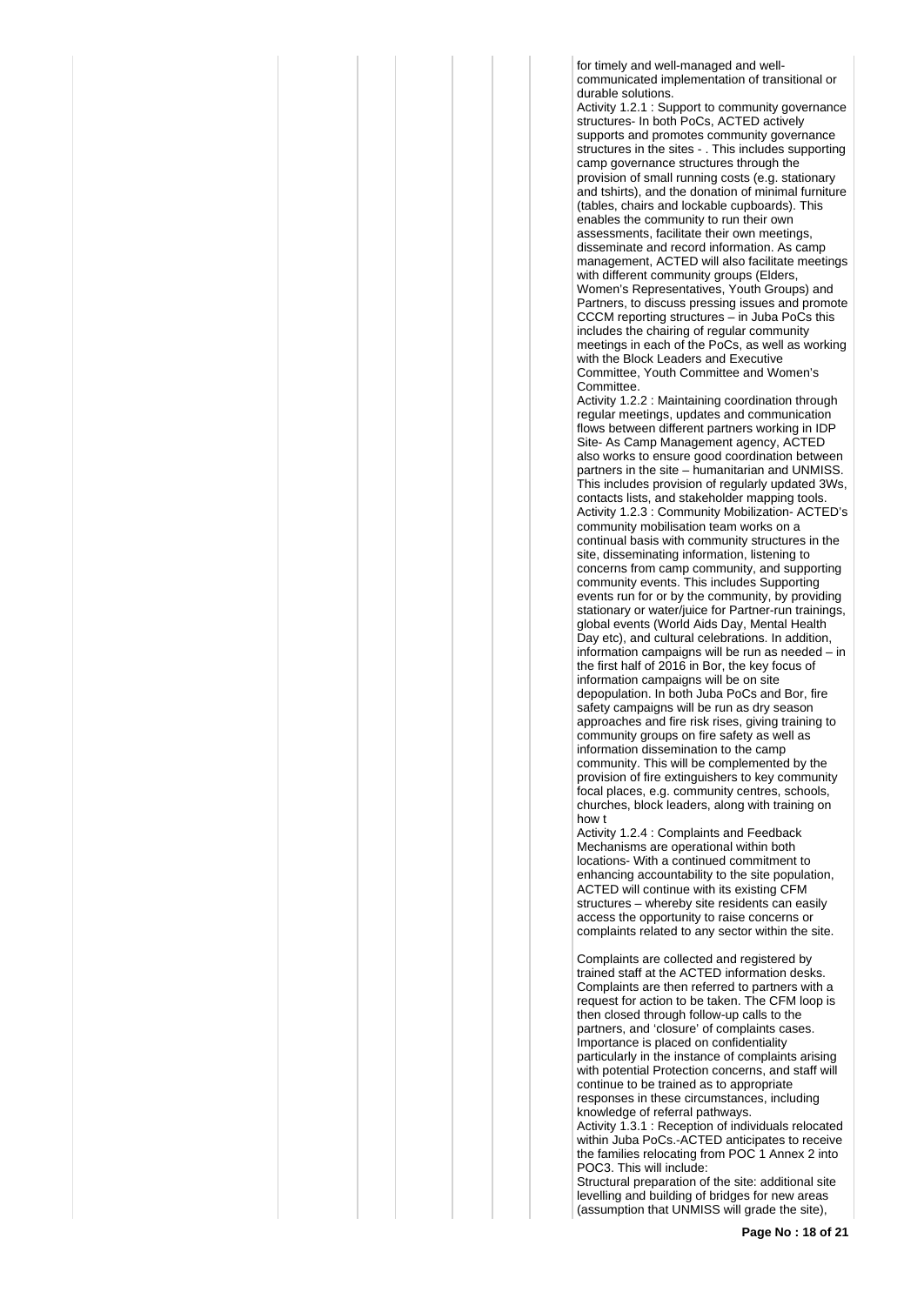for timely and well-managed and well-communicated implementation of transitional or durable solutions.

Activity 1.2.1 : Support to community governance structures- In both PoCs, ACTED actively supports and promotes community governance structures in the sites - . This includes supporting camp governance structures through the provision of small running costs (e.g. stationary and tshirts), and the donation of minimal furniture (tables, chairs and lockable cupboards). This enables the community to run their own assessments, facilitate their own meetings, disseminate and record information. As camp management, ACTED will also facilitate meetings with different community groups (Elders, Women's Representatives, Youth Groups) and Partners, to discuss pressing issues and promote CCCM reporting structures – in Juba PoCs this includes the chairing of regular community meetings in each of the PoCs, as well as working with the Block Leaders and Executive Committee, Youth Committee and Women's Committee.

Activity 1.2.2 : Maintaining coordination through regular meetings, updates and communication flows between different partners working in IDP Site- As Camp Management agency, ACTED also works to ensure good coordination between partners in the site – humanitarian and UNMISS. This includes provision of regularly updated 3Ws, contacts lists, and stakeholder mapping tools.

Activity 1.2.3 : Community Mobilization- ACTED's community mobilisation team works on a continual basis with community structures in the site, disseminating information, listening to concerns from camp community, and supporting community events. This includes Supporting events run for or by the community, by providing stationary or water/juice for Partner-run trainings, global events (World Aids Day, Mental Health Day etc), and cultural celebrations. In addition, information campaigns will be run as needed – in the first half of 2016 in Bor, the key focus of information campaigns will be on site depopulation. In both Juba PoCs and Bor, fire safety campaigns will be run as dry season approaches and fire risk rises, giving training to community groups on fire safety as well as information dissemination to the camp community. This will be complemented by the provision of fire extinguishers to key community focal places, e.g. community centres, schools, churches, block leaders, along with training on how t

Activity 1.2.4 : Complaints and Feedback Mechanisms are operational within both locations- With a continued commitment to enhancing accountability to the site population, ACTED will continue with its existing CFM structures – whereby site residents can easily access the opportunity to raise concerns or complaints related to any sector within the site.

Complaints are collected and registered by trained staff at the ACTED information desks. Complaints are then referred to partners with a request for action to be taken. The CFM loop is then closed through follow-up calls to the partners, and 'closure' of complaints cases. Importance is placed on confidentiality particularly in the instance of complaints arising with potential Protection concerns, and staff will continue to be trained as to appropriate responses in these circumstances, including knowledge of referral pathways.

Activity 1.3.1 : Reception of individuals relocated within Juba PoCs.-ACTED anticipates to receive the families relocating from POC 1 Annex 2 into POC3. This will include:

Structural preparation of the site: additional site levelling and building of bridges for new areas (assumption that UNMISS will grade the site),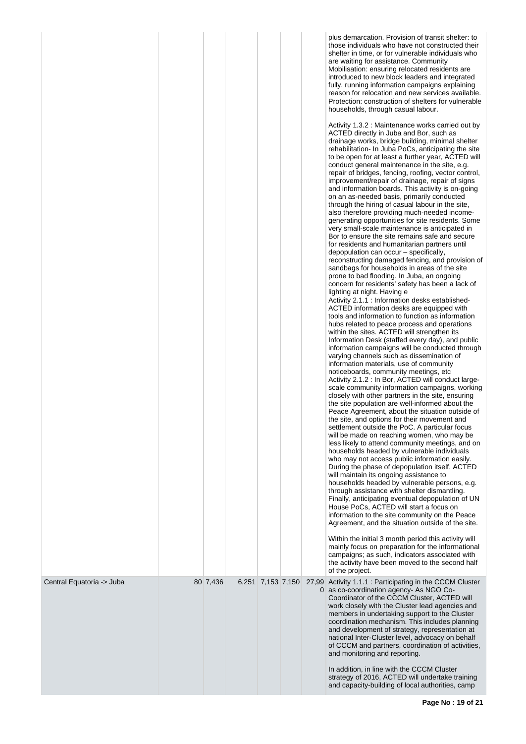| | | | | | | |
|---|---|---|---|---|---|---|
| | | | | | | plus demarcation. Provision of transit shelter: to those individuals who have not constructed their shelter in time, or for vulnerable individuals who are waiting for assistance. Community Mobilisation: ensuring relocated residents are introduced to new block leaders and integrated fully, running information campaigns explaining reason for relocation and new services available. Protection: construction of shelters for vulnerable households, through casual labour.<br><br>Activity 1.3.2 : Maintenance works carried out by ACTED directly in Juba and Bor, such as drainage works, bridge building, minimal shelter rehabilitation- In Juba PoCs, anticipating the site to be open for at least a further year, ACTED will conduct general maintenance in the site, e.g. repair of bridges, fencing, roofing, vector control, improvement/repair of drainage, repair of signs and information boards. This activity is on-going on an as-needed basis, primarily conducted through the hiring of casual labour in the site, also therefore providing much-needed income-generating opportunities for site residents. Some very small-scale maintenance is anticipated in Bor to ensure the site remains safe and secure for residents and humanitarian partners until depopulation can occur – specifically, reconstructing damaged fencing, and provision of sandbags for households in areas of the site prone to bad flooding. In Juba, an ongoing concern for residents' safety has been a lack of lighting at night. Having e<br>Activity 2.1.1 : Information desks established- ACTED information desks are equipped with tools and information to function as information hubs related to peace process and operations within the sites. ACTED will strengthen its Information Desk (staffed every day), and public information campaigns will be conducted through varying channels such as dissemination of information materials, use of community noticeboards, community meetings, etc<br>Activity 2.1.2 : In Bor, ACTED will conduct large-scale community information campaigns, working closely with other partners in the site, ensuring the site population are well-informed about the Peace Agreement, about the situation outside of the site, and options for their movement and settlement outside the PoC. A particular focus will be made on reaching women, who may be less likely to attend community meetings, and on households headed by vulnerable individuals who may not access public information easily. During the phase of depopulation itself, ACTED will maintain its ongoing assistance to households headed by vulnerable persons, e.g. through assistance with shelter dismantling. Finally, anticipating eventual depopulation of UN House PoCs, ACTED will start a focus on information to the site community on the Peace Agreement, and the situation outside of the site.<br><br>Within the initial 3 month period this activity will mainly focus on preparation for the informational campaigns; as such, indicators associated with the activity have been moved to the second half of the project. |
| Central Equatoria -> Juba | 80 | 7,436 | 6,251 | 7,153 | 7,150 | 27,990 | Activity 1.1.1 : Participating in the CCCM Cluster as co-coordination agency- As NGO Co-Coordinator of the CCCM Cluster, ACTED will work closely with the Cluster lead agencies and members in undertaking support to the Cluster coordination mechanism. This includes planning and development of strategy, representation at national Inter-Cluster level, advocacy on behalf of CCCM and partners, coordination of activities, and monitoring and reporting.<br><br>In addition, in line with the CCCM Cluster strategy of 2016, ACTED will undertake training and capacity-building of local authorities, camp |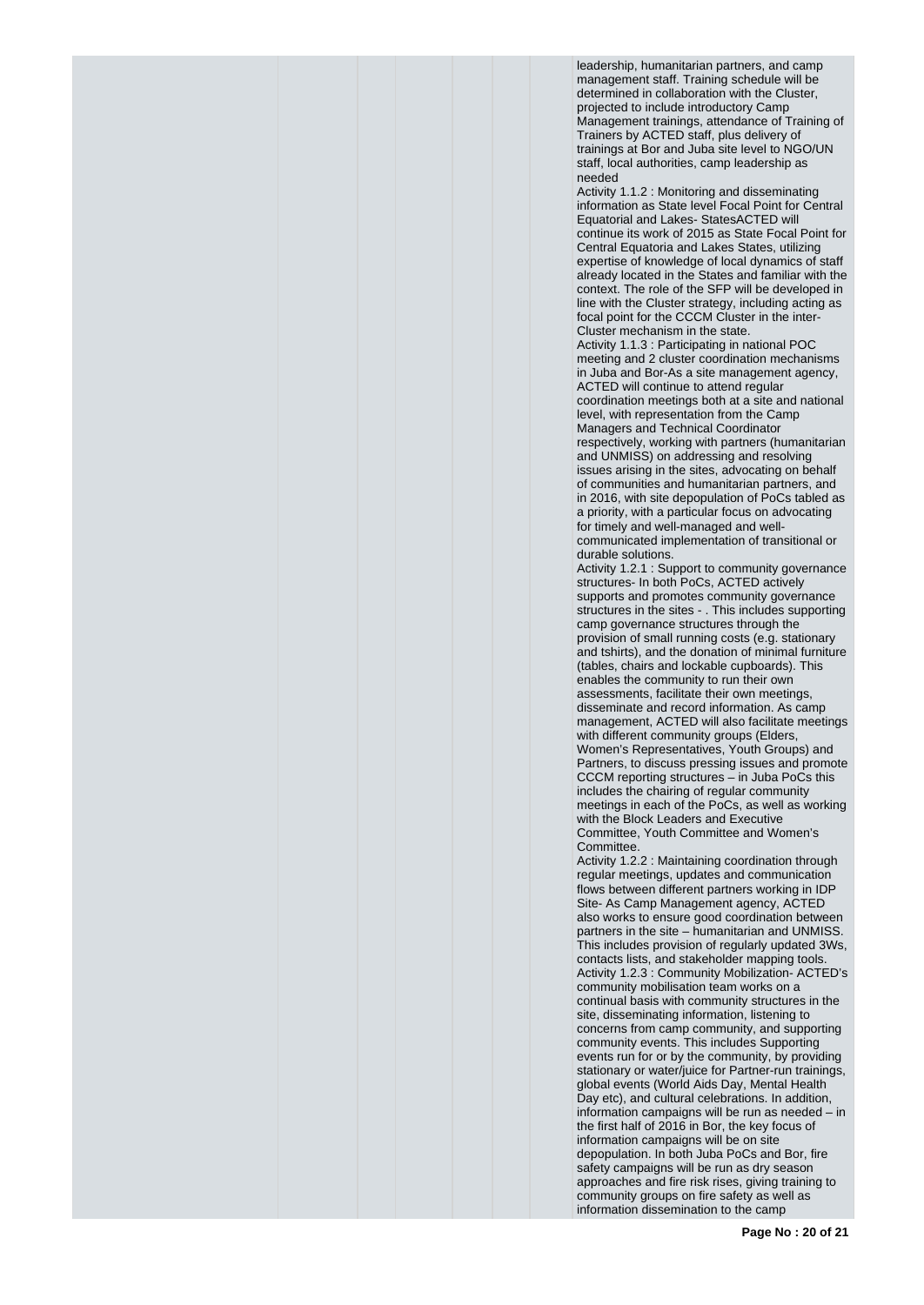leadership, humanitarian partners, and camp management staff. Training schedule will be determined in collaboration with the Cluster, projected to include introductory Camp Management trainings, attendance of Training of Trainers by ACTED staff, plus delivery of trainings at Bor and Juba site level to NGO/UN staff, local authorities, camp leadership as needed

Activity 1.1.2 : Monitoring and disseminating information as State level Focal Point for Central Equatorial and Lakes- StatesACTED will continue its work of 2015 as State Focal Point for Central Equatoria and Lakes States, utilizing expertise of knowledge of local dynamics of staff already located in the States and familiar with the context. The role of the SFP will be developed in line with the Cluster strategy, including acting as focal point for the CCCM Cluster in the inter-Cluster mechanism in the state.

Activity 1.1.3 : Participating in national POC meeting and 2 cluster coordination mechanisms in Juba and Bor-As a site management agency, ACTED will continue to attend regular coordination meetings both at a site and national level, with representation from the Camp Managers and Technical Coordinator respectively, working with partners (humanitarian and UNMISS) on addressing and resolving issues arising in the sites, advocating on behalf of communities and humanitarian partners, and in 2016, with site depopulation of PoCs tabled as a priority, with a particular focus on advocating for timely and well-managed and well-communicated implementation of transitional or durable solutions.

Activity 1.2.1 : Support to community governance structures- In both PoCs, ACTED actively supports and promotes community governance structures in the sites - . This includes supporting camp governance structures through the provision of small running costs (e.g. stationary and tshirts), and the donation of minimal furniture (tables, chairs and lockable cupboards). This enables the community to run their own assessments, facilitate their own meetings, disseminate and record information. As camp management, ACTED will also facilitate meetings with different community groups (Elders, Women's Representatives, Youth Groups) and Partners, to discuss pressing issues and promote CCCM reporting structures – in Juba PoCs this includes the chairing of regular community meetings in each of the PoCs, as well as working with the Block Leaders and Executive Committee, Youth Committee and Women's Committee.

Activity 1.2.2 : Maintaining coordination through regular meetings, updates and communication flows between different partners working in IDP Site- As Camp Management agency, ACTED also works to ensure good coordination between partners in the site – humanitarian and UNMISS. This includes provision of regularly updated 3Ws, contacts lists, and stakeholder mapping tools.

Activity 1.2.3 : Community Mobilization- ACTED's community mobilisation team works on a continual basis with community structures in the site, disseminating information, listening to concerns from camp community, and supporting community events. This includes Supporting events run for or by the community, by providing stationary or water/juice for Partner-run trainings, global events (World Aids Day, Mental Health Day etc), and cultural celebrations. In addition, information campaigns will be run as needed – in the first half of 2016 in Bor, the key focus of information campaigns will be on site depopulation. In both Juba PoCs and Bor, fire safety campaigns will be run as dry season approaches and fire risk rises, giving training to community groups on fire safety as well as information dissemination to the camp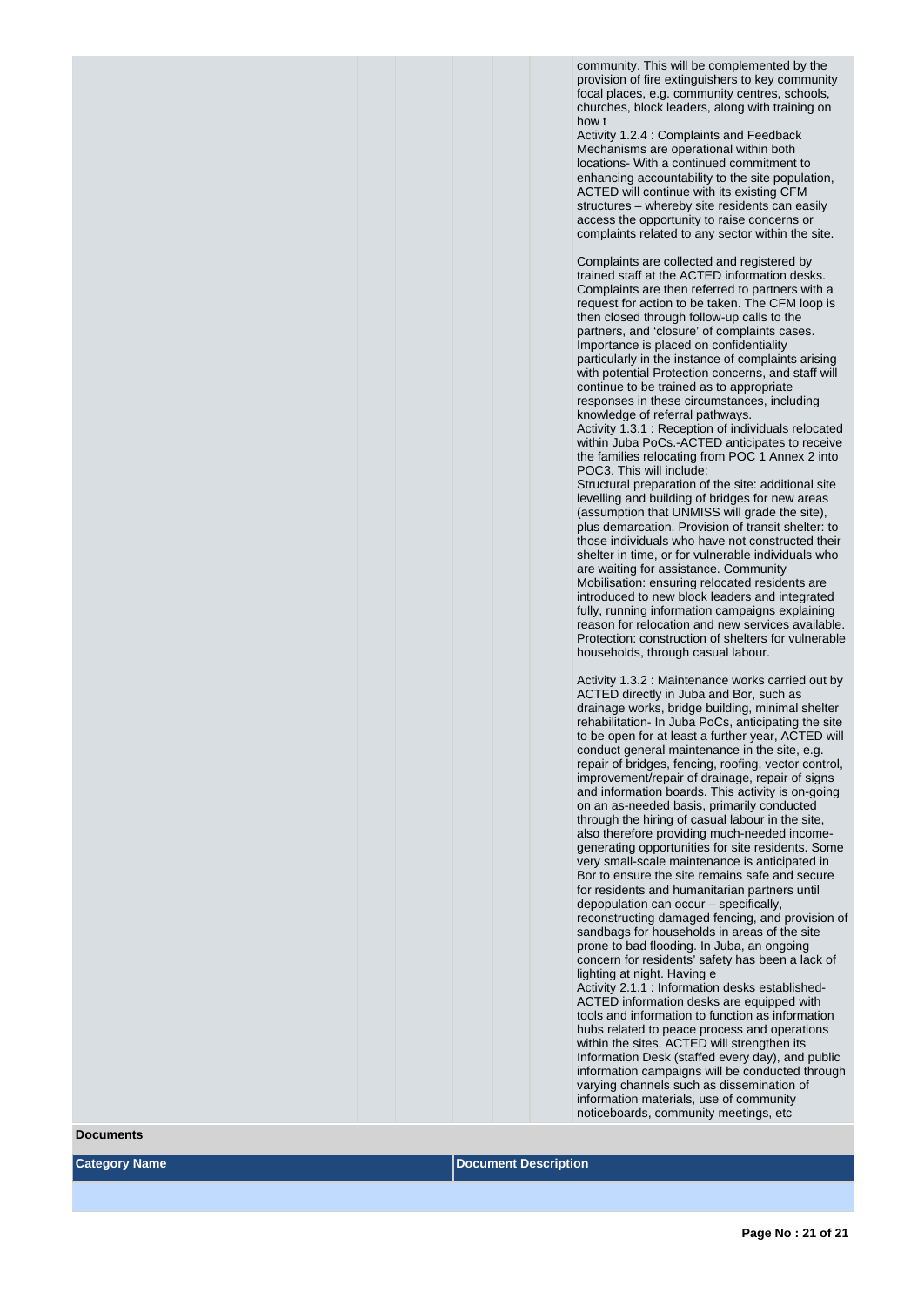community. This will be complemented by the provision of fire extinguishers to key community focal places, e.g. community centres, schools, churches, block leaders, along with training on how t

Activity 1.2.4 : Complaints and Feedback Mechanisms are operational within both locations- With a continued commitment to enhancing accountability to the site population, ACTED will continue with its existing CFM structures – whereby site residents can easily access the opportunity to raise concerns or complaints related to any sector within the site.

Complaints are collected and registered by trained staff at the ACTED information desks. Complaints are then referred to partners with a request for action to be taken. The CFM loop is then closed through follow-up calls to the partners, and 'closure' of complaints cases. Importance is placed on confidentiality particularly in the instance of complaints arising with potential Protection concerns, and staff will continue to be trained as to appropriate responses in these circumstances, including knowledge of referral pathways.

Activity 1.3.1 : Reception of individuals relocated within Juba PoCs.-ACTED anticipates to receive the families relocating from POC 1 Annex 2 into POC3. This will include:

Structural preparation of the site: additional site levelling and building of bridges for new areas (assumption that UNMISS will grade the site), plus demarcation. Provision of transit shelter: to those individuals who have not constructed their shelter in time, or for vulnerable individuals who are waiting for assistance. Community Mobilisation: ensuring relocated residents are introduced to new block leaders and integrated fully, running information campaigns explaining reason for relocation and new services available. Protection: construction of shelters for vulnerable households, through casual labour.

Activity 1.3.2 : Maintenance works carried out by ACTED directly in Juba and Bor, such as drainage works, bridge building, minimal shelter rehabilitation- In Juba PoCs, anticipating the site to be open for at least a further year, ACTED will conduct general maintenance in the site, e.g. repair of bridges, fencing, roofing, vector control, improvement/repair of drainage, repair of signs and information boards. This activity is on-going on an as-needed basis, primarily conducted through the hiring of casual labour in the site, also therefore providing much-needed income-generating opportunities for site residents. Some very small-scale maintenance is anticipated in Bor to ensure the site remains safe and secure for residents and humanitarian partners until depopulation can occur – specifically, reconstructing damaged fencing, and provision of sandbags for households in areas of the site prone to bad flooding. In Juba, an ongoing concern for residents' safety has been a lack of lighting at night. Having e

Activity 2.1.1 : Information desks established- ACTED information desks are equipped with tools and information to function as information hubs related to peace process and operations within the sites. ACTED will strengthen its Information Desk (staffed every day), and public information campaigns will be conducted through varying channels such as dissemination of information materials, use of community noticeboards, community meetings, etc

**Documents**

| Category Name | Document Description |
| --- | --- |
| | |